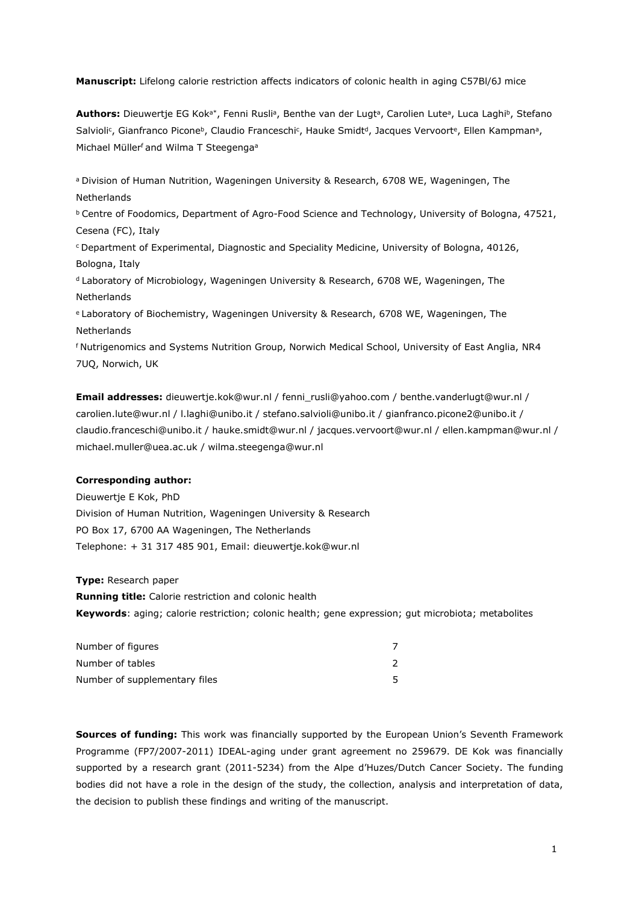**Manuscript:** Lifelong calorie restriction affects indicators of colonic health in aging C57Bl/6J mice

**Authors:** Dieuwertje EG Kok[a*], Fenni Rusli[a], Benthe van der Lugt[a], Carolien Lute[a], Luca Laghi[b], Stefano Salvioli[c], Gianfranco Picone[b], Claudio Franceschi[c], Hauke Smidt[d], Jacques Vervoort[e], Ellen Kampman[a], Michael Müller[f] and Wilma T Steegenga[a]

[a] Division of Human Nutrition, Wageningen University & Research, 6708 WE, Wageningen, The Netherlands

[b] Centre of Foodomics, Department of Agro-Food Science and Technology, University of Bologna, 47521, Cesena (FC), Italy

[c] Department of Experimental, Diagnostic and Speciality Medicine, University of Bologna, 40126, Bologna, Italy

[d] Laboratory of Microbiology, Wageningen University & Research, 6708 WE, Wageningen, The Netherlands

[e] Laboratory of Biochemistry, Wageningen University & Research, 6708 WE, Wageningen, The Netherlands

[f] Nutrigenomics and Systems Nutrition Group, Norwich Medical School, University of East Anglia, NR4 7UQ, Norwich, UK

**Email addresses:** dieuwertje.kok@wur.nl / fenni_rusli@yahoo.com / benthe.vanderlugt@wur.nl / carolien.lute@wur.nl / l.laghi@unibo.it / stefano.salvioli@unibo.it / gianfranco.picone2@unibo.it / claudio.franceschi@unibo.it / hauke.smidt@wur.nl / jacques.vervoort@wur.nl / ellen.kampman@wur.nl / michael.muller@uea.ac.uk / wilma.steegenga@wur.nl

**Corresponding author:**

Dieuwertje E Kok, PhD
Division of Human Nutrition, Wageningen University & Research
PO Box 17, 6700 AA Wageningen, The Netherlands
Telephone: + 31 317 485 901, Email: dieuwertje.kok@wur.nl

**Type:** Research paper
**Running title:** Calorie restriction and colonic health
**Keywords**: aging; calorie restriction; colonic health; gene expression; gut microbiota; metabolites

| | |
|---|---|
| Number of figures | 7 |
| Number of tables | 2 |
| Number of supplementary files | 5 |

**Sources of funding:** This work was financially supported by the European Union's Seventh Framework Programme (FP7/2007-2011) IDEAL-aging under grant agreement no 259679. DE Kok was financially supported by a research grant (2011-5234) from the Alpe d'Huzes/Dutch Cancer Society. The funding bodies did not have a role in the design of the study, the collection, analysis and interpretation of data, the decision to publish these findings and writing of the manuscript.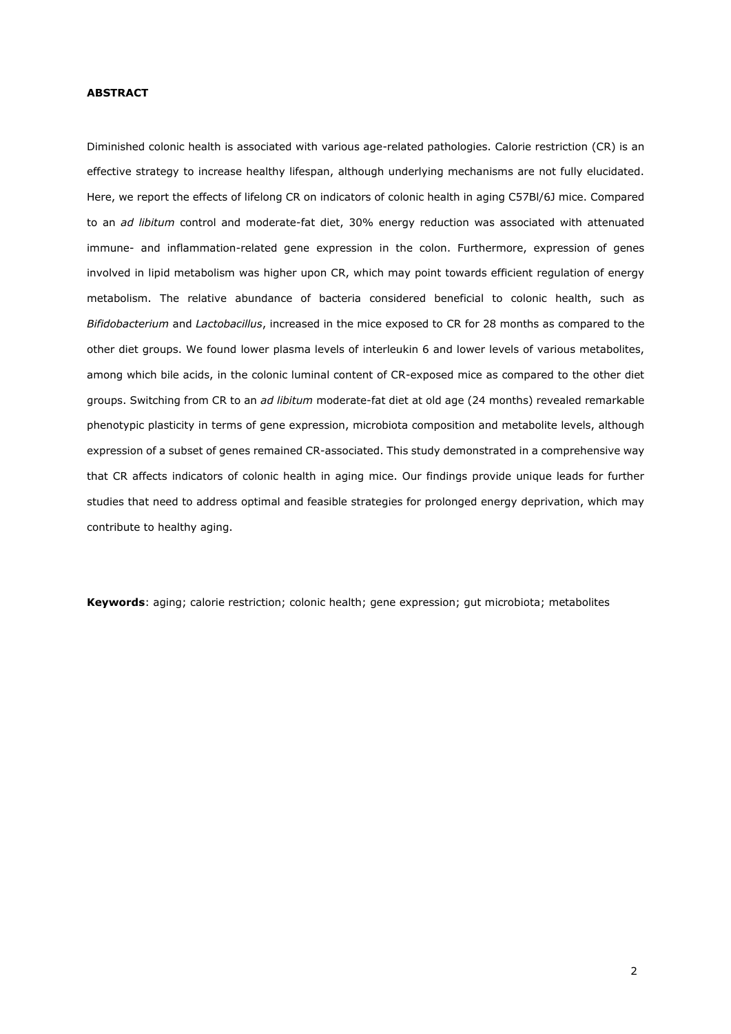**ABSTRACT**

Diminished colonic health is associated with various age-related pathologies. Calorie restriction (CR) is an effective strategy to increase healthy lifespan, although underlying mechanisms are not fully elucidated. Here, we report the effects of lifelong CR on indicators of colonic health in aging C57Bl/6J mice. Compared to an *ad libitum* control and moderate-fat diet, 30% energy reduction was associated with attenuated immune- and inflammation-related gene expression in the colon. Furthermore, expression of genes involved in lipid metabolism was higher upon CR, which may point towards efficient regulation of energy metabolism. The relative abundance of bacteria considered beneficial to colonic health, such as *Bifidobacterium* and *Lactobacillus*, increased in the mice exposed to CR for 28 months as compared to the other diet groups. We found lower plasma levels of interleukin 6 and lower levels of various metabolites, among which bile acids, in the colonic luminal content of CR-exposed mice as compared to the other diet groups. Switching from CR to an *ad libitum* moderate-fat diet at old age (24 months) revealed remarkable phenotypic plasticity in terms of gene expression, microbiota composition and metabolite levels, although expression of a subset of genes remained CR-associated. This study demonstrated in a comprehensive way that CR affects indicators of colonic health in aging mice. Our findings provide unique leads for further studies that need to address optimal and feasible strategies for prolonged energy deprivation, which may contribute to healthy aging.

**Keywords**: aging; calorie restriction; colonic health; gene expression; gut microbiota; metabolites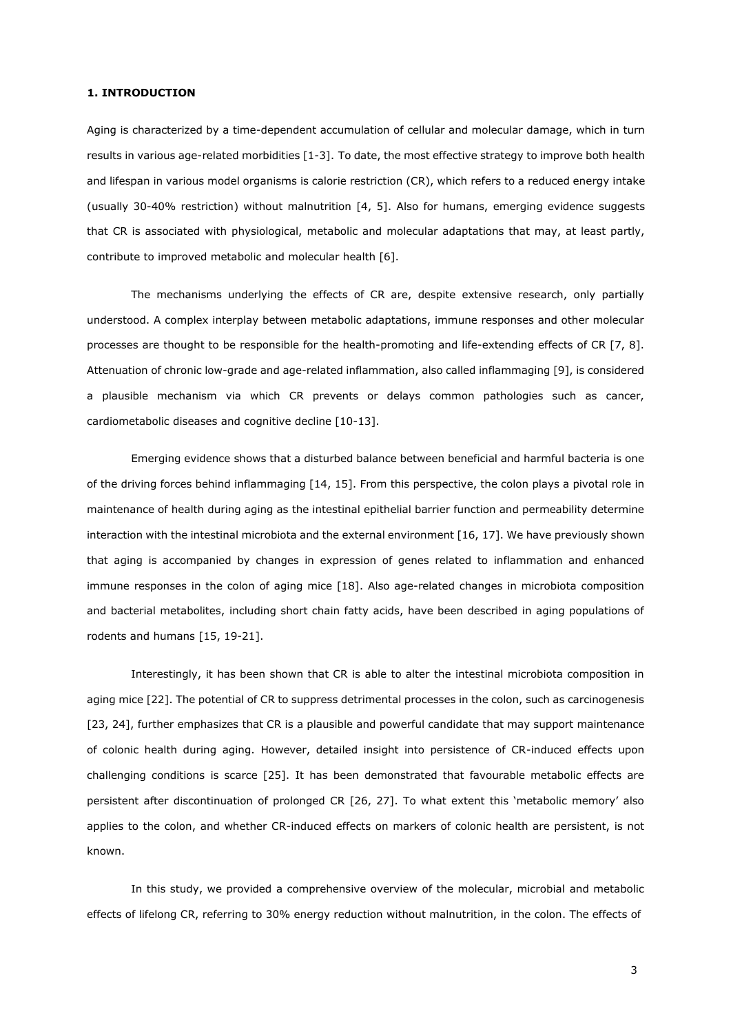**1. INTRODUCTION**

Aging is characterized by a time-dependent accumulation of cellular and molecular damage, which in turn results in various age-related morbidities [1-3]. To date, the most effective strategy to improve both health and lifespan in various model organisms is calorie restriction (CR), which refers to a reduced energy intake (usually 30-40% restriction) without malnutrition [4, 5]. Also for humans, emerging evidence suggests that CR is associated with physiological, metabolic and molecular adaptations that may, at least partly, contribute to improved metabolic and molecular health [6].

The mechanisms underlying the effects of CR are, despite extensive research, only partially understood. A complex interplay between metabolic adaptations, immune responses and other molecular processes are thought to be responsible for the health-promoting and life-extending effects of CR [7, 8]. Attenuation of chronic low-grade and age-related inflammation, also called inflammaging [9], is considered a plausible mechanism via which CR prevents or delays common pathologies such as cancer, cardiometabolic diseases and cognitive decline [10-13].

Emerging evidence shows that a disturbed balance between beneficial and harmful bacteria is one of the driving forces behind inflammaging [14, 15]. From this perspective, the colon plays a pivotal role in maintenance of health during aging as the intestinal epithelial barrier function and permeability determine interaction with the intestinal microbiota and the external environment [16, 17]. We have previously shown that aging is accompanied by changes in expression of genes related to inflammation and enhanced immune responses in the colon of aging mice [18]. Also age-related changes in microbiota composition and bacterial metabolites, including short chain fatty acids, have been described in aging populations of rodents and humans [15, 19-21].

Interestingly, it has been shown that CR is able to alter the intestinal microbiota composition in aging mice [22]. The potential of CR to suppress detrimental processes in the colon, such as carcinogenesis [23, 24], further emphasizes that CR is a plausible and powerful candidate that may support maintenance of colonic health during aging. However, detailed insight into persistence of CR-induced effects upon challenging conditions is scarce [25]. It has been demonstrated that favourable metabolic effects are persistent after discontinuation of prolonged CR [26, 27]. To what extent this 'metabolic memory' also applies to the colon, and whether CR-induced effects on markers of colonic health are persistent, is not known.

In this study, we provided a comprehensive overview of the molecular, microbial and metabolic effects of lifelong CR, referring to 30% energy reduction without malnutrition, in the colon. The effects of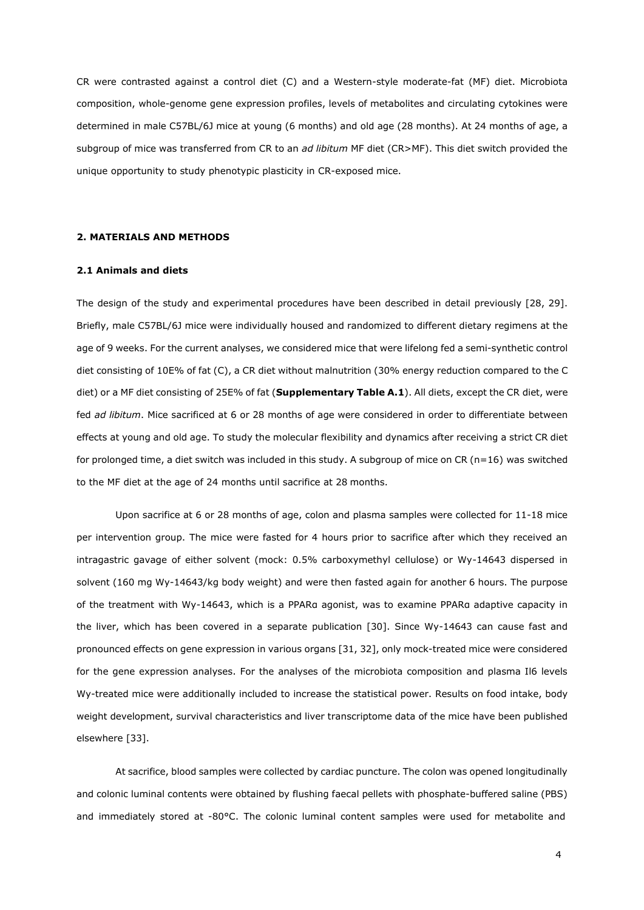CR were contrasted against a control diet (C) and a Western-style moderate-fat (MF) diet. Microbiota composition, whole-genome gene expression profiles, levels of metabolites and circulating cytokines were determined in male C57BL/6J mice at young (6 months) and old age (28 months). At 24 months of age, a subgroup of mice was transferred from CR to an *ad libitum* MF diet (CR>MF). This diet switch provided the unique opportunity to study phenotypic plasticity in CR-exposed mice.

## 2. MATERIALS AND METHODS

### 2.1 Animals and diets

The design of the study and experimental procedures have been described in detail previously [28, 29]. Briefly, male C57BL/6J mice were individually housed and randomized to different dietary regimens at the age of 9 weeks. For the current analyses, we considered mice that were lifelong fed a semi-synthetic control diet consisting of 10E% of fat (C), a CR diet without malnutrition (30% energy reduction compared to the C diet) or a MF diet consisting of 25E% of fat (**Supplementary Table A.1**). All diets, except the CR diet, were fed *ad libitum*. Mice sacrificed at 6 or 28 months of age were considered in order to differentiate between effects at young and old age. To study the molecular flexibility and dynamics after receiving a strict CR diet for prolonged time, a diet switch was included in this study. A subgroup of mice on CR (n=16) was switched to the MF diet at the age of 24 months until sacrifice at 28 months.

Upon sacrifice at 6 or 28 months of age, colon and plasma samples were collected for 11-18 mice per intervention group. The mice were fasted for 4 hours prior to sacrifice after which they received an intragastric gavage of either solvent (mock: 0.5% carboxymethyl cellulose) or Wy-14643 dispersed in solvent (160 mg Wy-14643/kg body weight) and were then fasted again for another 6 hours. The purpose of the treatment with Wy-14643, which is a PPARα agonist, was to examine PPARα adaptive capacity in the liver, which has been covered in a separate publication [30]. Since Wy-14643 can cause fast and pronounced effects on gene expression in various organs [31, 32], only mock-treated mice were considered for the gene expression analyses. For the analyses of the microbiota composition and plasma Il6 levels Wy-treated mice were additionally included to increase the statistical power. Results on food intake, body weight development, survival characteristics and liver transcriptome data of the mice have been published elsewhere [33].

At sacrifice, blood samples were collected by cardiac puncture. The colon was opened longitudinally and colonic luminal contents were obtained by flushing faecal pellets with phosphate-buffered saline (PBS) and immediately stored at -80°C. The colonic luminal content samples were used for metabolite and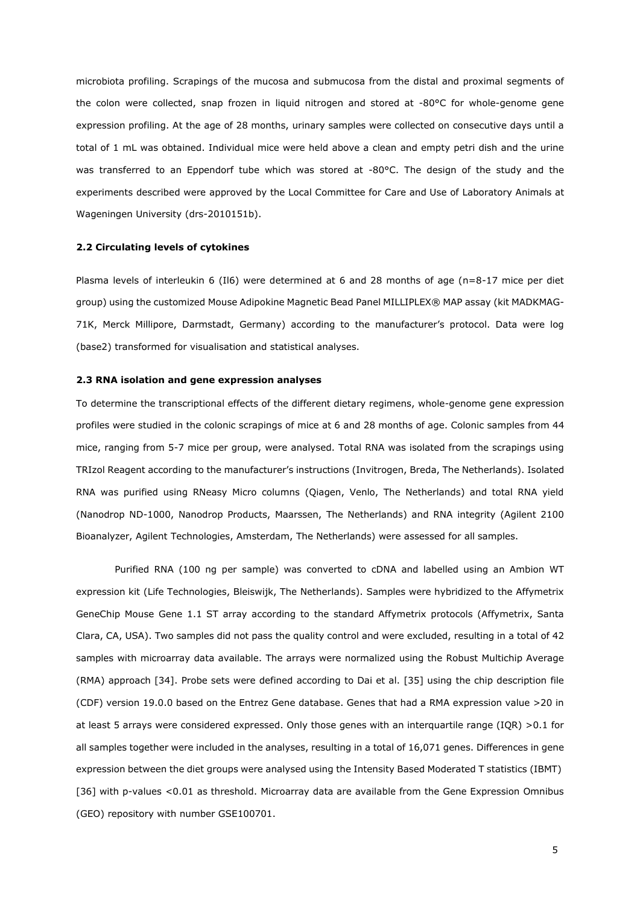microbiota profiling. Scrapings of the mucosa and submucosa from the distal and proximal segments of the colon were collected, snap frozen in liquid nitrogen and stored at -80°C for whole-genome gene expression profiling. At the age of 28 months, urinary samples were collected on consecutive days until a total of 1 mL was obtained. Individual mice were held above a clean and empty petri dish and the urine was transferred to an Eppendorf tube which was stored at -80°C. The design of the study and the experiments described were approved by the Local Committee for Care and Use of Laboratory Animals at Wageningen University (drs-2010151b).

### 2.2 Circulating levels of cytokines

Plasma levels of interleukin 6 (Il6) were determined at 6 and 28 months of age (n=8-17 mice per diet group) using the customized Mouse Adipokine Magnetic Bead Panel MILLIPLEX® MAP assay (kit MADKMAG-71K, Merck Millipore, Darmstadt, Germany) according to the manufacturer's protocol. Data were log (base2) transformed for visualisation and statistical analyses.

### 2.3 RNA isolation and gene expression analyses

To determine the transcriptional effects of the different dietary regimens, whole-genome gene expression profiles were studied in the colonic scrapings of mice at 6 and 28 months of age. Colonic samples from 44 mice, ranging from 5-7 mice per group, were analysed. Total RNA was isolated from the scrapings using TRIzol Reagent according to the manufacturer's instructions (Invitrogen, Breda, The Netherlands). Isolated RNA was purified using RNeasy Micro columns (Qiagen, Venlo, The Netherlands) and total RNA yield (Nanodrop ND-1000, Nanodrop Products, Maarssen, The Netherlands) and RNA integrity (Agilent 2100 Bioanalyzer, Agilent Technologies, Amsterdam, The Netherlands) were assessed for all samples.

Purified RNA (100 ng per sample) was converted to cDNA and labelled using an Ambion WT expression kit (Life Technologies, Bleiswijk, The Netherlands). Samples were hybridized to the Affymetrix GeneChip Mouse Gene 1.1 ST array according to the standard Affymetrix protocols (Affymetrix, Santa Clara, CA, USA). Two samples did not pass the quality control and were excluded, resulting in a total of 42 samples with microarray data available. The arrays were normalized using the Robust Multichip Average (RMA) approach [34]. Probe sets were defined according to Dai et al. [35] using the chip description file (CDF) version 19.0.0 based on the Entrez Gene database. Genes that had a RMA expression value >20 in at least 5 arrays were considered expressed. Only those genes with an interquartile range (IQR) >0.1 for all samples together were included in the analyses, resulting in a total of 16,071 genes. Differences in gene expression between the diet groups were analysed using the Intensity Based Moderated T statistics (IBMT) [36] with p-values <0.01 as threshold. Microarray data are available from the Gene Expression Omnibus (GEO) repository with number GSE100701.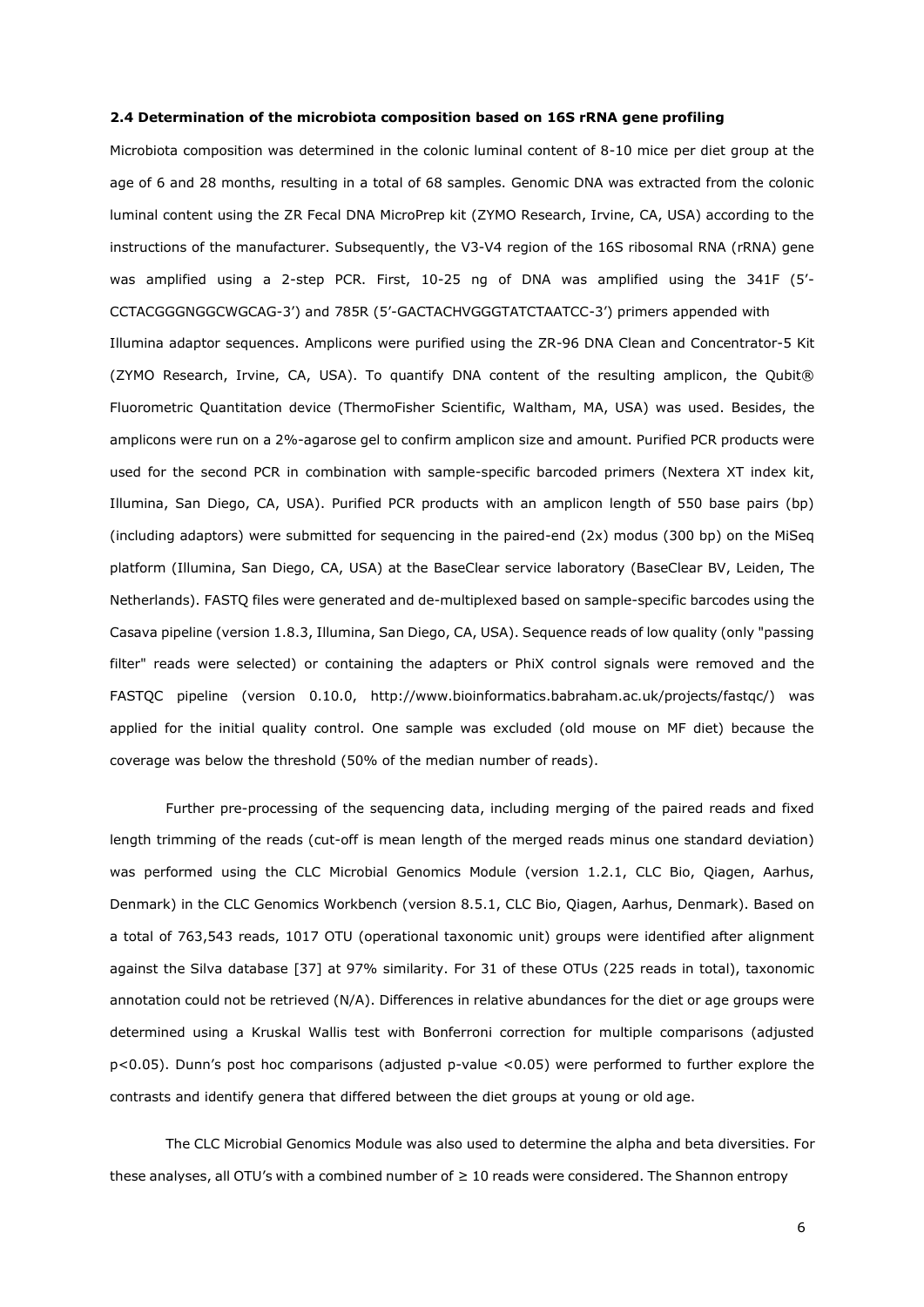#### 2.4 Determination of the microbiota composition based on 16S rRNA gene profiling

Microbiota composition was determined in the colonic luminal content of 8-10 mice per diet group at the age of 6 and 28 months, resulting in a total of 68 samples. Genomic DNA was extracted from the colonic luminal content using the ZR Fecal DNA MicroPrep kit (ZYMO Research, Irvine, CA, USA) according to the instructions of the manufacturer. Subsequently, the V3-V4 region of the 16S ribosomal RNA (rRNA) gene was amplified using a 2-step PCR. First, 10-25 ng of DNA was amplified using the 341F (5'-CCTACGGGNGGCWGCAG-3') and 785R (5'-GACTACHVGGGTATCTAATCC-3') primers appended with Illumina adaptor sequences. Amplicons were purified using the ZR-96 DNA Clean and Concentrator-5 Kit (ZYMO Research, Irvine, CA, USA). To quantify DNA content of the resulting amplicon, the Qubit® Fluorometric Quantitation device (ThermoFisher Scientific, Waltham, MA, USA) was used. Besides, the amplicons were run on a 2%-agarose gel to confirm amplicon size and amount. Purified PCR products were used for the second PCR in combination with sample-specific barcoded primers (Nextera XT index kit, Illumina, San Diego, CA, USA). Purified PCR products with an amplicon length of 550 base pairs (bp) (including adaptors) were submitted for sequencing in the paired-end (2x) modus (300 bp) on the MiSeq platform (Illumina, San Diego, CA, USA) at the BaseClear service laboratory (BaseClear BV, Leiden, The Netherlands). FASTQ files were generated and de-multiplexed based on sample-specific barcodes using the Casava pipeline (version 1.8.3, Illumina, San Diego, CA, USA). Sequence reads of low quality (only "passing filter" reads were selected) or containing the adapters or PhiX control signals were removed and the FASTQC pipeline (version 0.10.0, http://www.bioinformatics.babraham.ac.uk/projects/fastqc/) was applied for the initial quality control. One sample was excluded (old mouse on MF diet) because the coverage was below the threshold (50% of the median number of reads).

Further pre-processing of the sequencing data, including merging of the paired reads and fixed length trimming of the reads (cut-off is mean length of the merged reads minus one standard deviation) was performed using the CLC Microbial Genomics Module (version 1.2.1, CLC Bio, Qiagen, Aarhus, Denmark) in the CLC Genomics Workbench (version 8.5.1, CLC Bio, Qiagen, Aarhus, Denmark). Based on a total of 763,543 reads, 1017 OTU (operational taxonomic unit) groups were identified after alignment against the Silva database [37] at 97% similarity. For 31 of these OTUs (225 reads in total), taxonomic annotation could not be retrieved (N/A). Differences in relative abundances for the diet or age groups were determined using a Kruskal Wallis test with Bonferroni correction for multiple comparisons (adjusted $p<0.05$). Dunn's post hoc comparisons (adjusted p-value $<0.05$) were performed to further explore the contrasts and identify genera that differed between the diet groups at young or old age.

The CLC Microbial Genomics Module was also used to determine the alpha and beta diversities. For these analyses, all OTU's with a combined number of $\geq$ 10 reads were considered. The Shannon entropy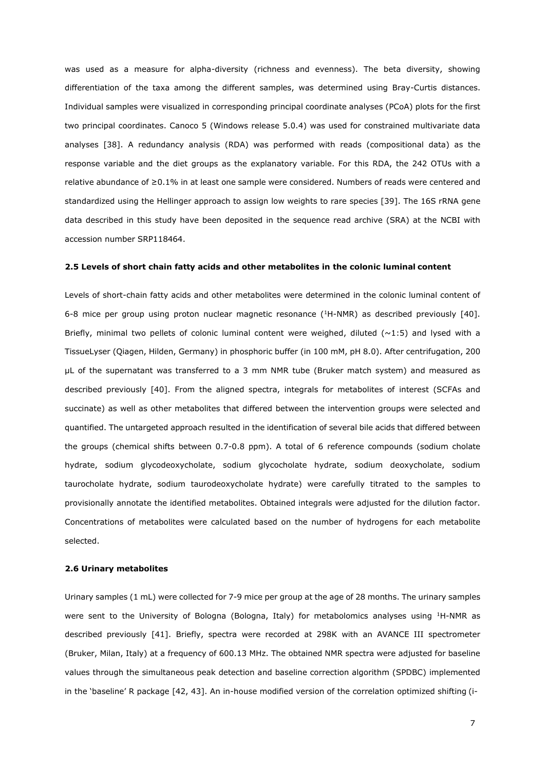was used as a measure for alpha-diversity (richness and evenness). The beta diversity, showing differentiation of the taxa among the different samples, was determined using Bray-Curtis distances. Individual samples were visualized in corresponding principal coordinate analyses (PCoA) plots for the first two principal coordinates. Canoco 5 (Windows release 5.0.4) was used for constrained multivariate data analyses [38]. A redundancy analysis (RDA) was performed with reads (compositional data) as the response variable and the diet groups as the explanatory variable. For this RDA, the 242 OTUs with a relative abundance of ≥0.1% in at least one sample were considered. Numbers of reads were centered and standardized using the Hellinger approach to assign low weights to rare species [39]. The 16S rRNA gene data described in this study have been deposited in the sequence read archive (SRA) at the NCBI with accession number SRP118464.

### 2.5 Levels of short chain fatty acids and other metabolites in the colonic luminal content

Levels of short-chain fatty acids and other metabolites were determined in the colonic luminal content of 6-8 mice per group using proton nuclear magnetic resonance ($^{1}$H-NMR) as described previously [40]. Briefly, minimal two pellets of colonic luminal content were weighed, diluted (~1:5) and lysed with a TissueLyser (Qiagen, Hilden, Germany) in phosphoric buffer (in 100 mM, pH 8.0). After centrifugation, 200 µL of the supernatant was transferred to a 3 mm NMR tube (Bruker match system) and measured as described previously [40]. From the aligned spectra, integrals for metabolites of interest (SCFAs and succinate) as well as other metabolites that differed between the intervention groups were selected and quantified. The untargeted approach resulted in the identification of several bile acids that differed between the groups (chemical shifts between 0.7-0.8 ppm). A total of 6 reference compounds (sodium cholate hydrate, sodium glycodeoxycholate, sodium glycocholate hydrate, sodium deoxycholate, sodium taurocholate hydrate, sodium taurodeoxycholate hydrate) were carefully titrated to the samples to provisionally annotate the identified metabolites. Obtained integrals were adjusted for the dilution factor. Concentrations of metabolites were calculated based on the number of hydrogens for each metabolite selected.

### 2.6 Urinary metabolites

Urinary samples (1 mL) were collected for 7-9 mice per group at the age of 28 months. The urinary samples were sent to the University of Bologna (Bologna, Italy) for metabolomics analyses using $^{1}$H-NMR as described previously [41]. Briefly, spectra were recorded at 298K with an AVANCE III spectrometer (Bruker, Milan, Italy) at a frequency of 600.13 MHz. The obtained NMR spectra were adjusted for baseline values through the simultaneous peak detection and baseline correction algorithm (SPDBC) implemented in the 'baseline' R package [42, 43]. An in-house modified version of the correlation optimized shifting (i-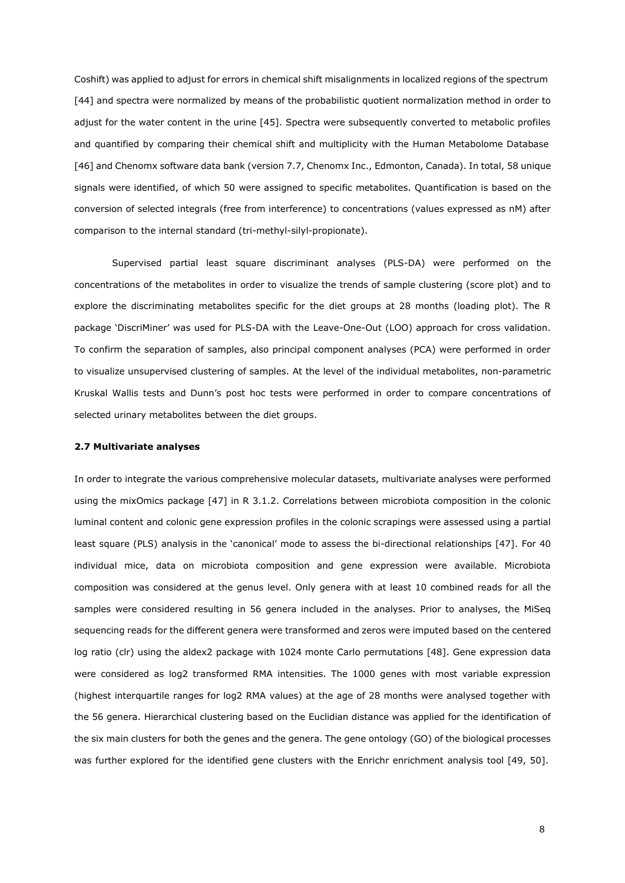Coshift) was applied to adjust for errors in chemical shift misalignments in localized regions of the spectrum [44] and spectra were normalized by means of the probabilistic quotient normalization method in order to adjust for the water content in the urine [45]. Spectra were subsequently converted to metabolic profiles and quantified by comparing their chemical shift and multiplicity with the Human Metabolome Database [46] and Chenomx software data bank (version 7.7, Chenomx Inc., Edmonton, Canada). In total, 58 unique signals were identified, of which 50 were assigned to specific metabolites. Quantification is based on the conversion of selected integrals (free from interference) to concentrations (values expressed as nM) after comparison to the internal standard (tri-methyl-silyl-propionate).

Supervised partial least square discriminant analyses (PLS-DA) were performed on the concentrations of the metabolites in order to visualize the trends of sample clustering (score plot) and to explore the discriminating metabolites specific for the diet groups at 28 months (loading plot). The R package 'DiscriMiner' was used for PLS-DA with the Leave-One-Out (LOO) approach for cross validation. To confirm the separation of samples, also principal component analyses (PCA) were performed in order to visualize unsupervised clustering of samples. At the level of the individual metabolites, non-parametric Kruskal Wallis tests and Dunn's post hoc tests were performed in order to compare concentrations of selected urinary metabolites between the diet groups.

### 2.7 Multivariate analyses

In order to integrate the various comprehensive molecular datasets, multivariate analyses were performed using the mixOmics package [47] in R 3.1.2. Correlations between microbiota composition in the colonic luminal content and colonic gene expression profiles in the colonic scrapings were assessed using a partial least square (PLS) analysis in the 'canonical' mode to assess the bi-directional relationships [47]. For 40 individual mice, data on microbiota composition and gene expression were available. Microbiota composition was considered at the genus level. Only genera with at least 10 combined reads for all the samples were considered resulting in 56 genera included in the analyses. Prior to analyses, the MiSeq sequencing reads for the different genera were transformed and zeros were imputed based on the centered log ratio (clr) using the aldex2 package with 1024 monte Carlo permutations [48]. Gene expression data were considered as log2 transformed RMA intensities. The 1000 genes with most variable expression (highest interquartile ranges for log2 RMA values) at the age of 28 months were analysed together with the 56 genera. Hierarchical clustering based on the Euclidian distance was applied for the identification of the six main clusters for both the genes and the genera. The gene ontology (GO) of the biological processes was further explored for the identified gene clusters with the Enrichr enrichment analysis tool [49, 50].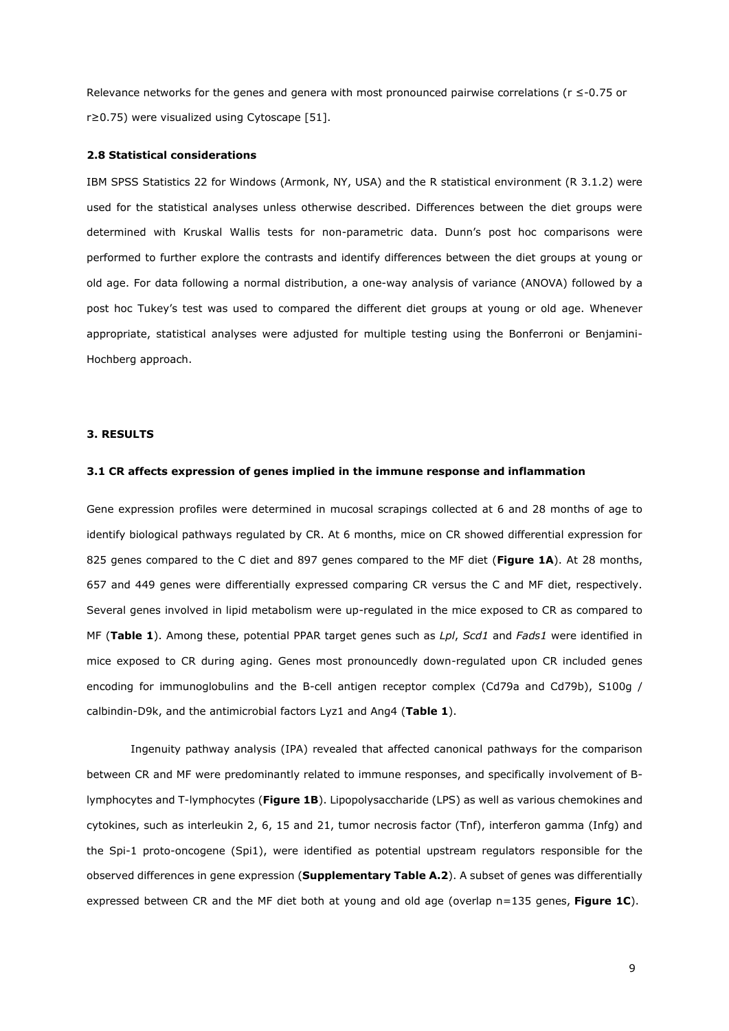Relevance networks for the genes and genera with most pronounced pairwise correlations ($r \leq -0.75$ or $r \geq 0.75$) were visualized using Cytoscape [51].

### 2.8 Statistical considerations

IBM SPSS Statistics 22 for Windows (Armonk, NY, USA) and the R statistical environment (R 3.1.2) were used for the statistical analyses unless otherwise described. Differences between the diet groups were determined with Kruskal Wallis tests for non-parametric data. Dunn's post hoc comparisons were performed to further explore the contrasts and identify differences between the diet groups at young or old age. For data following a normal distribution, a one-way analysis of variance (ANOVA) followed by a post hoc Tukey's test was used to compared the different diet groups at young or old age. Whenever appropriate, statistical analyses were adjusted for multiple testing using the Bonferroni or Benjamini-Hochberg approach.

## 3. RESULTS

### 3.1 CR affects expression of genes implied in the immune response and inflammation

Gene expression profiles were determined in mucosal scrapings collected at 6 and 28 months of age to identify biological pathways regulated by CR. At 6 months, mice on CR showed differential expression for 825 genes compared to the C diet and 897 genes compared to the MF diet (**Figure 1A**). At 28 months, 657 and 449 genes were differentially expressed comparing CR versus the C and MF diet, respectively. Several genes involved in lipid metabolism were up-regulated in the mice exposed to CR as compared to MF (**Table 1**). Among these, potential PPAR target genes such as *Lpl*, *Scd1* and *Fads1* were identified in mice exposed to CR during aging. Genes most pronouncedly down-regulated upon CR included genes encoding for immunoglobulins and the B-cell antigen receptor complex (Cd79a and Cd79b), S100g / calbindin-D9k, and the antimicrobial factors Lyz1 and Ang4 (**Table 1**).

Ingenuity pathway analysis (IPA) revealed that affected canonical pathways for the comparison between CR and MF were predominantly related to immune responses, and specifically involvement of B-lymphocytes and T-lymphocytes (**Figure 1B**). Lipopolysaccharide (LPS) as well as various chemokines and cytokines, such as interleukin 2, 6, 15 and 21, tumor necrosis factor (Tnf), interferon gamma (Infg) and the Spi-1 proto-oncogene (Spi1), were identified as potential upstream regulators responsible for the observed differences in gene expression (**Supplementary Table A.2**). A subset of genes was differentially expressed between CR and the MF diet both at young and old age (overlap n=135 genes, **Figure 1C**).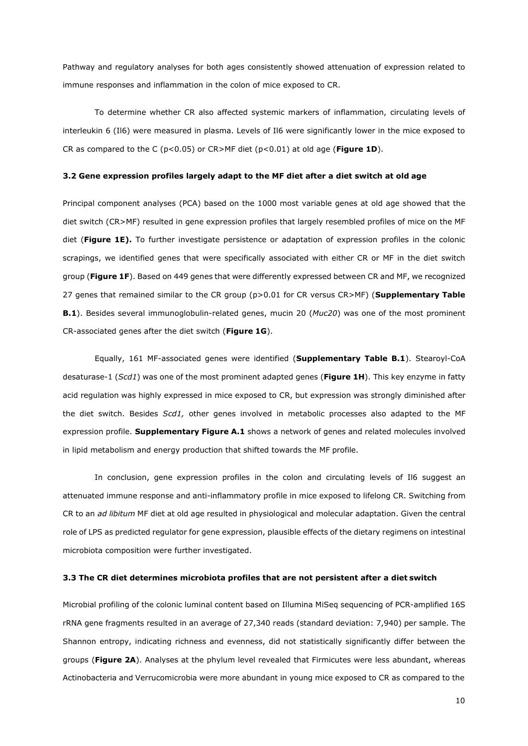Pathway and regulatory analyses for both ages consistently showed attenuation of expression related to immune responses and inflammation in the colon of mice exposed to CR.

To determine whether CR also affected systemic markers of inflammation, circulating levels of interleukin 6 (Il6) were measured in plasma. Levels of Il6 were significantly lower in the mice exposed to CR as compared to the C ($p<0.05$) or CR>MF diet ($p<0.01$) at old age (**Figure 1D**).

### 3.2 Gene expression profiles largely adapt to the MF diet after a diet switch at old age

Principal component analyses (PCA) based on the 1000 most variable genes at old age showed that the diet switch (CR>MF) resulted in gene expression profiles that largely resembled profiles of mice on the MF diet (**Figure 1E).** To further investigate persistence or adaptation of expression profiles in the colonic scrapings, we identified genes that were specifically associated with either CR or MF in the diet switch group (**Figure 1F**). Based on 449 genes that were differently expressed between CR and MF, we recognized 27 genes that remained similar to the CR group ($p>0.01$ for CR versus CR>MF) (**Supplementary Table B.1**). Besides several immunoglobulin-related genes, mucin 20 (*Muc20*) was one of the most prominent CR-associated genes after the diet switch (**Figure 1G**).

Equally, 161 MF-associated genes were identified (**Supplementary Table B.1**). Stearoyl-CoA desaturase-1 (*Scd1*) was one of the most prominent adapted genes (**Figure 1H**). This key enzyme in fatty acid regulation was highly expressed in mice exposed to CR, but expression was strongly diminished after the diet switch. Besides *Scd1,* other genes involved in metabolic processes also adapted to the MF expression profile. **Supplementary Figure A.1** shows a network of genes and related molecules involved in lipid metabolism and energy production that shifted towards the MF profile.

In conclusion, gene expression profiles in the colon and circulating levels of Il6 suggest an attenuated immune response and anti-inflammatory profile in mice exposed to lifelong CR. Switching from CR to an *ad libitum* MF diet at old age resulted in physiological and molecular adaptation. Given the central role of LPS as predicted regulator for gene expression, plausible effects of the dietary regimens on intestinal microbiota composition were further investigated.

### 3.3 The CR diet determines microbiota profiles that are not persistent after a diet switch

Microbial profiling of the colonic luminal content based on Illumina MiSeq sequencing of PCR-amplified 16S rRNA gene fragments resulted in an average of 27,340 reads (standard deviation: 7,940) per sample. The Shannon entropy, indicating richness and evenness, did not statistically significantly differ between the groups (**Figure 2A**). Analyses at the phylum level revealed that Firmicutes were less abundant, whereas Actinobacteria and Verrucomicrobia were more abundant in young mice exposed to CR as compared to the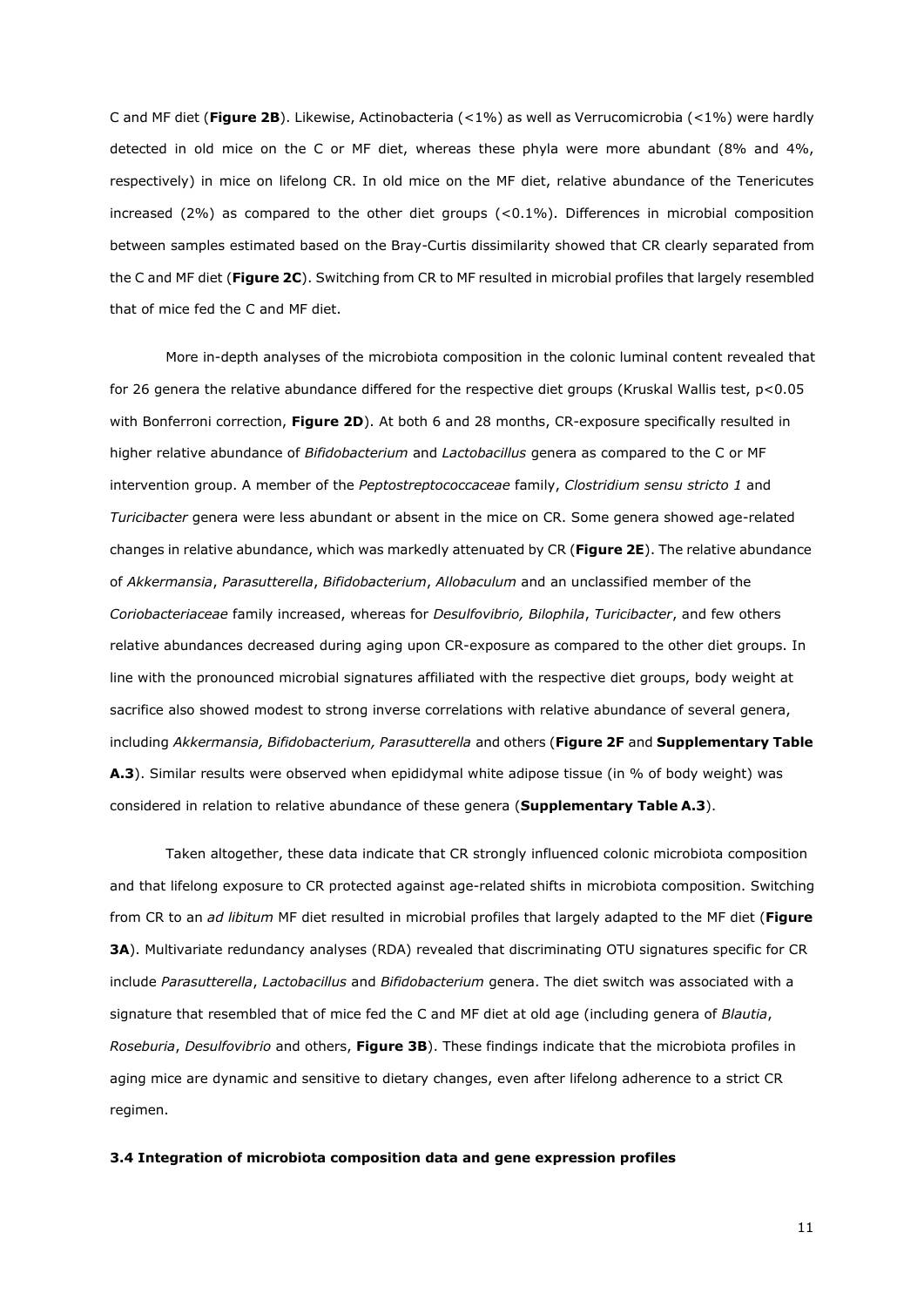C and MF diet (**Figure 2B**). Likewise, Actinobacteria (<1%) as well as Verrucomicrobia (<1%) were hardly detected in old mice on the C or MF diet, whereas these phyla were more abundant (8% and 4%, respectively) in mice on lifelong CR. In old mice on the MF diet, relative abundance of the Tenericutes increased (2%) as compared to the other diet groups (<0.1%). Differences in microbial composition between samples estimated based on the Bray-Curtis dissimilarity showed that CR clearly separated from the C and MF diet (**Figure 2C**). Switching from CR to MF resulted in microbial profiles that largely resembled that of mice fed the C and MF diet.

More in-depth analyses of the microbiota composition in the colonic luminal content revealed that for 26 genera the relative abundance differed for the respective diet groups (Kruskal Wallis test, $p<0.05$ with Bonferroni correction, **Figure 2D**). At both 6 and 28 months, CR-exposure specifically resulted in higher relative abundance of *Bifidobacterium* and *Lactobacillus* genera as compared to the C or MF intervention group. A member of the *Peptostreptococcaceae* family, *Clostridium sensu stricto 1* and *Turicibacter* genera were less abundant or absent in the mice on CR. Some genera showed age-related changes in relative abundance, which was markedly attenuated by CR (**Figure 2E**). The relative abundance of *Akkermansia*, *Parasutterella*, *Bifidobacterium*, *Allobaculum* and an unclassified member of the *Coriobacteriaceae* family increased, whereas for *Desulfovibrio, Bilophila*, *Turicibacter*, and few others relative abundances decreased during aging upon CR-exposure as compared to the other diet groups. In line with the pronounced microbial signatures affiliated with the respective diet groups, body weight at sacrifice also showed modest to strong inverse correlations with relative abundance of several genera, including *Akkermansia, Bifidobacterium, Parasutterella* and others (**Figure 2F** and **Supplementary Table A.3**). Similar results were observed when epididymal white adipose tissue (in % of body weight) was considered in relation to relative abundance of these genera (**Supplementary Table A.3**).

Taken altogether, these data indicate that CR strongly influenced colonic microbiota composition and that lifelong exposure to CR protected against age-related shifts in microbiota composition. Switching from CR to an *ad libitum* MF diet resulted in microbial profiles that largely adapted to the MF diet (**Figure 3A**). Multivariate redundancy analyses (RDA) revealed that discriminating OTU signatures specific for CR include *Parasutterella*, *Lactobacillus* and *Bifidobacterium* genera. The diet switch was associated with a signature that resembled that of mice fed the C and MF diet at old age (including genera of *Blautia*, *Roseburia*, *Desulfovibrio* and others, **Figure 3B**). These findings indicate that the microbiota profiles in aging mice are dynamic and sensitive to dietary changes, even after lifelong adherence to a strict CR regimen.

### 3.4 Integration of microbiota composition data and gene expression profiles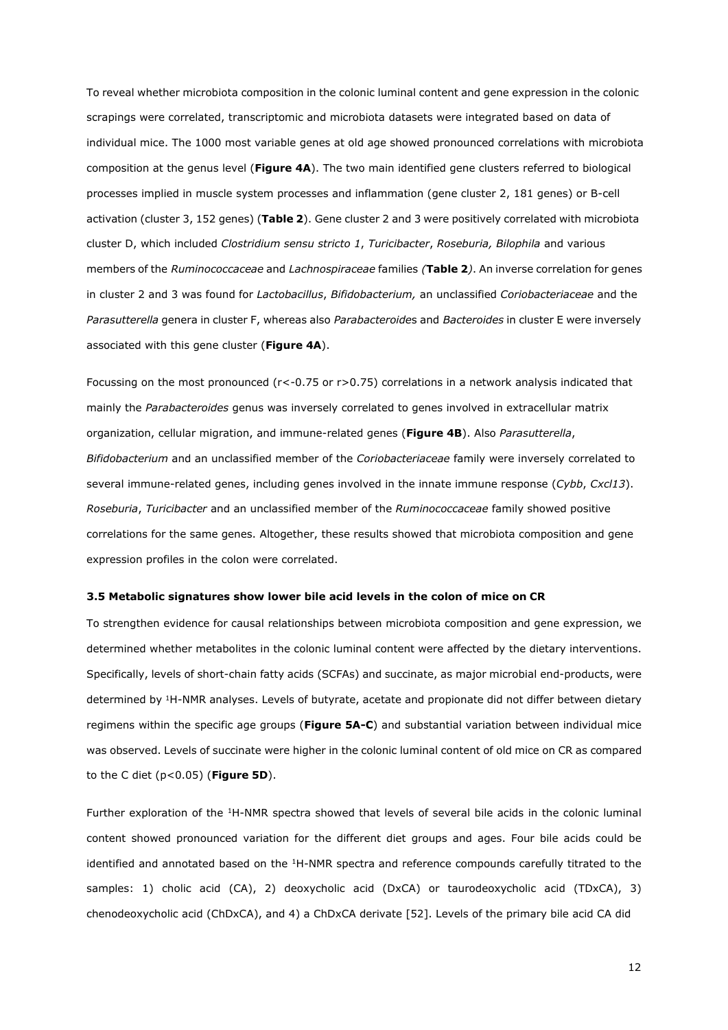To reveal whether microbiota composition in the colonic luminal content and gene expression in the colonic scrapings were correlated, transcriptomic and microbiota datasets were integrated based on data of individual mice. The 1000 most variable genes at old age showed pronounced correlations with microbiota composition at the genus level (**Figure 4A**). The two main identified gene clusters referred to biological processes implied in muscle system processes and inflammation (gene cluster 2, 181 genes) or B-cell activation (cluster 3, 152 genes) (**Table 2**). Gene cluster 2 and 3 were positively correlated with microbiota cluster D, which included *Clostridium sensu stricto 1*, *Turicibacter*, *Roseburia, Bilophila* and various members of the *Ruminococcaceae* and *Lachnospiraceae* families *(***Table 2***)*. An inverse correlation for genes in cluster 2 and 3 was found for *Lactobacillus*, *Bifidobacterium,* an unclassified *Coriobacteriaceae* and the *Parasutterella* genera in cluster F, whereas also *Parabacteroides* and *Bacteroides* in cluster E were inversely associated with this gene cluster (**Figure 4A**).

Focussing on the most pronounced ($r<-0.75$ or $r>0.75$) correlations in a network analysis indicated that mainly the *Parabacteroides* genus was inversely correlated to genes involved in extracellular matrix organization, cellular migration, and immune-related genes (**Figure 4B**). Also *Parasutterella*, *Bifidobacterium* and an unclassified member of the *Coriobacteriaceae* family were inversely correlated to several immune-related genes, including genes involved in the innate immune response (*Cybb*, *Cxcl13*). *Roseburia*, *Turicibacter* and an unclassified member of the *Ruminococcaceae* family showed positive correlations for the same genes. Altogether, these results showed that microbiota composition and gene expression profiles in the colon were correlated.

### 3.5 Metabolic signatures show lower bile acid levels in the colon of mice on CR

To strengthen evidence for causal relationships between microbiota composition and gene expression, we determined whether metabolites in the colonic luminal content were affected by the dietary interventions. Specifically, levels of short-chain fatty acids (SCFAs) and succinate, as major microbial end-products, were determined by $^{1}$H-NMR analyses. Levels of butyrate, acetate and propionate did not differ between dietary regimens within the specific age groups (**Figure 5A-C**) and substantial variation between individual mice was observed. Levels of succinate were higher in the colonic luminal content of old mice on CR as compared to the C diet ($p<0.05$) (**Figure 5D**).

Further exploration of the $^{1}$H-NMR spectra showed that levels of several bile acids in the colonic luminal content showed pronounced variation for the different diet groups and ages. Four bile acids could be identified and annotated based on the $^{1}$H-NMR spectra and reference compounds carefully titrated to the samples: 1) cholic acid (CA), 2) deoxycholic acid (DxCA) or taurodeoxycholic acid (TDxCA), 3) chenodeoxycholic acid (ChDxCA), and 4) a ChDxCA derivate [52]. Levels of the primary bile acid CA did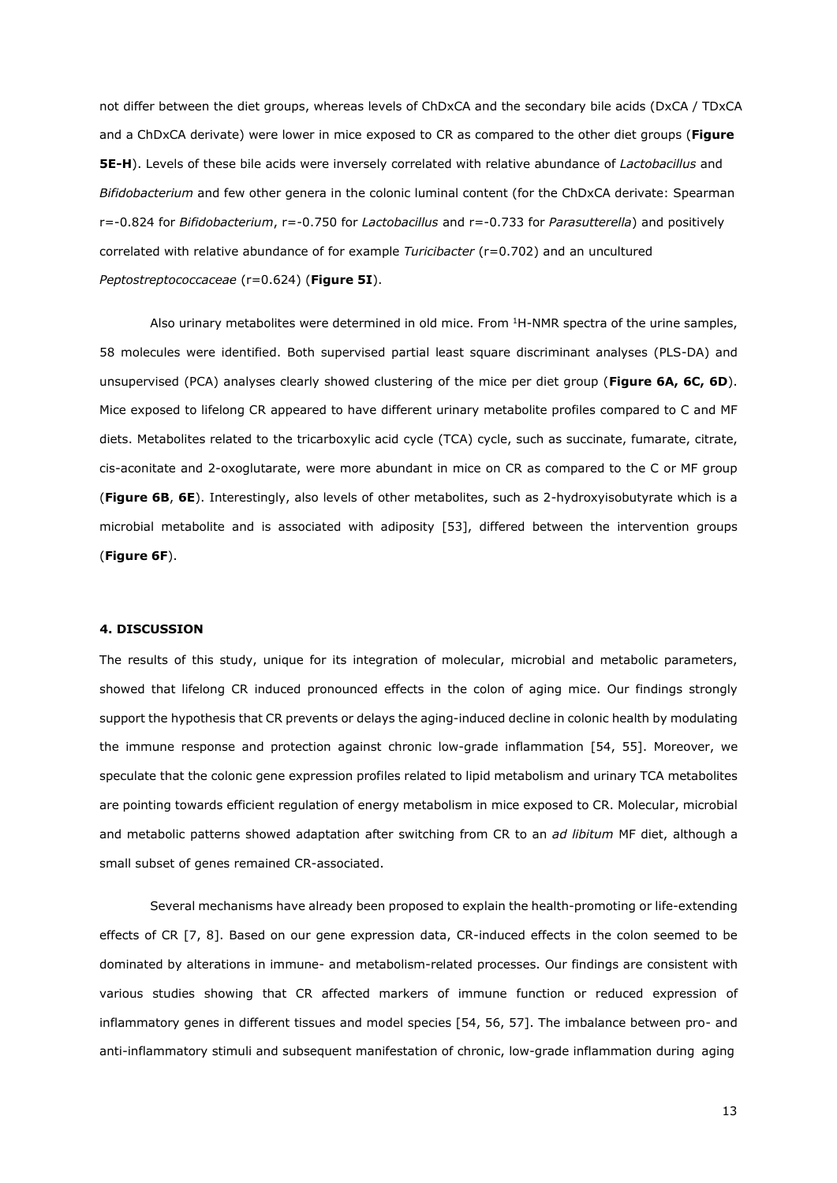not differ between the diet groups, whereas levels of ChDxCA and the secondary bile acids (DxCA / TDxCA and a ChDxCA derivate) were lower in mice exposed to CR as compared to the other diet groups (**Figure 5E-H**). Levels of these bile acids were inversely correlated with relative abundance of *Lactobacillus* and *Bifidobacterium* and few other genera in the colonic luminal content (for the ChDxCA derivate: Spearman r=-0.824 for *Bifidobacterium*, r=-0.750 for *Lactobacillus* and r=-0.733 for *Parasutterella*) and positively correlated with relative abundance of for example *Turicibacter* (r=0.702) and an uncultured *Peptostreptococcaceae* (r=0.624) (**Figure 5I**).

Also urinary metabolites were determined in old mice. From $^{1}$H-NMR spectra of the urine samples, 58 molecules were identified. Both supervised partial least square discriminant analyses (PLS-DA) and unsupervised (PCA) analyses clearly showed clustering of the mice per diet group (**Figure 6A, 6C, 6D**). Mice exposed to lifelong CR appeared to have different urinary metabolite profiles compared to C and MF diets. Metabolites related to the tricarboxylic acid cycle (TCA) cycle, such as succinate, fumarate, citrate, cis-aconitate and 2-oxoglutarate, were more abundant in mice on CR as compared to the C or MF group (**Figure 6B**, **6E**). Interestingly, also levels of other metabolites, such as 2-hydroxyisobutyrate which is a microbial metabolite and is associated with adiposity [53], differed between the intervention groups (**Figure 6F**).

## 4. DISCUSSION

The results of this study, unique for its integration of molecular, microbial and metabolic parameters, showed that lifelong CR induced pronounced effects in the colon of aging mice. Our findings strongly support the hypothesis that CR prevents or delays the aging-induced decline in colonic health by modulating the immune response and protection against chronic low-grade inflammation [54, 55]. Moreover, we speculate that the colonic gene expression profiles related to lipid metabolism and urinary TCA metabolites are pointing towards efficient regulation of energy metabolism in mice exposed to CR. Molecular, microbial and metabolic patterns showed adaptation after switching from CR to an *ad libitum* MF diet, although a small subset of genes remained CR-associated.

Several mechanisms have already been proposed to explain the health-promoting or life-extending effects of CR [7, 8]. Based on our gene expression data, CR-induced effects in the colon seemed to be dominated by alterations in immune- and metabolism-related processes. Our findings are consistent with various studies showing that CR affected markers of immune function or reduced expression of inflammatory genes in different tissues and model species [54, 56, 57]. The imbalance between pro- and anti-inflammatory stimuli and subsequent manifestation of chronic, low-grade inflammation during aging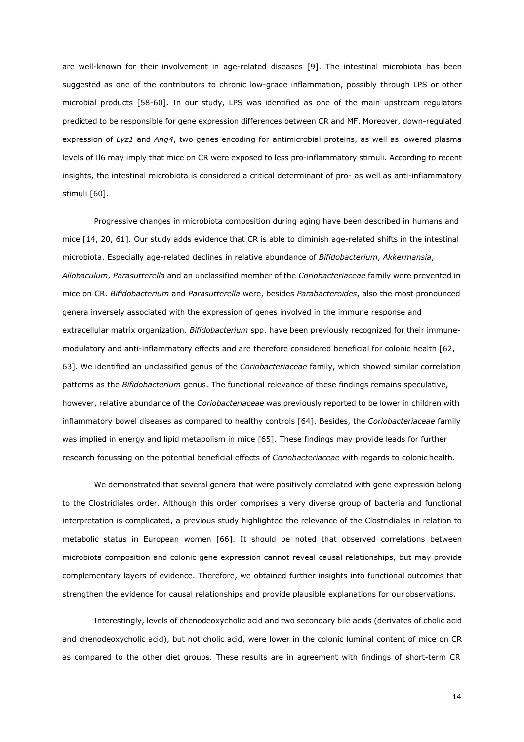are well-known for their involvement in age-related diseases [9]. The intestinal microbiota has been suggested as one of the contributors to chronic low-grade inflammation, possibly through LPS or other microbial products [58-60]. In our study, LPS was identified as one of the main upstream regulators predicted to be responsible for gene expression differences between CR and MF. Moreover, down-regulated expression of *Lyz1* and *Ang4*, two genes encoding for antimicrobial proteins, as well as lowered plasma levels of Il6 may imply that mice on CR were exposed to less pro-inflammatory stimuli. According to recent insights, the intestinal microbiota is considered a critical determinant of pro- as well as anti-inflammatory stimuli [60].

Progressive changes in microbiota composition during aging have been described in humans and mice [14, 20, 61]. Our study adds evidence that CR is able to diminish age-related shifts in the intestinal microbiota. Especially age-related declines in relative abundance of *Bifidobacterium*, *Akkermansia*, *Allobaculum*, *Parasutterella* and an unclassified member of the *Coriobacteriaceae* family were prevented in mice on CR. *Bifidobacterium* and *Parasutterella* were, besides *Parabacteroides*, also the most pronounced genera inversely associated with the expression of genes involved in the immune response and extracellular matrix organization. *Bifidobacterium* spp. have been previously recognized for their immune-modulatory and anti-inflammatory effects and are therefore considered beneficial for colonic health [62, 63]. We identified an unclassified genus of the *Coriobacteriaceae* family, which showed similar correlation patterns as the *Bifidobacterium* genus. The functional relevance of these findings remains speculative, however, relative abundance of the *Coriobacteriaceae* was previously reported to be lower in children with inflammatory bowel diseases as compared to healthy controls [64]. Besides, the *Coriobacteriaceae* family was implied in energy and lipid metabolism in mice [65]. These findings may provide leads for further research focussing on the potential beneficial effects of *Coriobacteriaceae* with regards to colonic health.

We demonstrated that several genera that were positively correlated with gene expression belong to the Clostridiales order. Although this order comprises a very diverse group of bacteria and functional interpretation is complicated, a previous study highlighted the relevance of the Clostridiales in relation to metabolic status in European women [66]. It should be noted that observed correlations between microbiota composition and colonic gene expression cannot reveal causal relationships, but may provide complementary layers of evidence. Therefore, we obtained further insights into functional outcomes that strengthen the evidence for causal relationships and provide plausible explanations for our observations.

Interestingly, levels of chenodeoxycholic acid and two secondary bile acids (derivates of cholic acid and chenodeoxycholic acid), but not cholic acid, were lower in the colonic luminal content of mice on CR as compared to the other diet groups. These results are in agreement with findings of short-term CR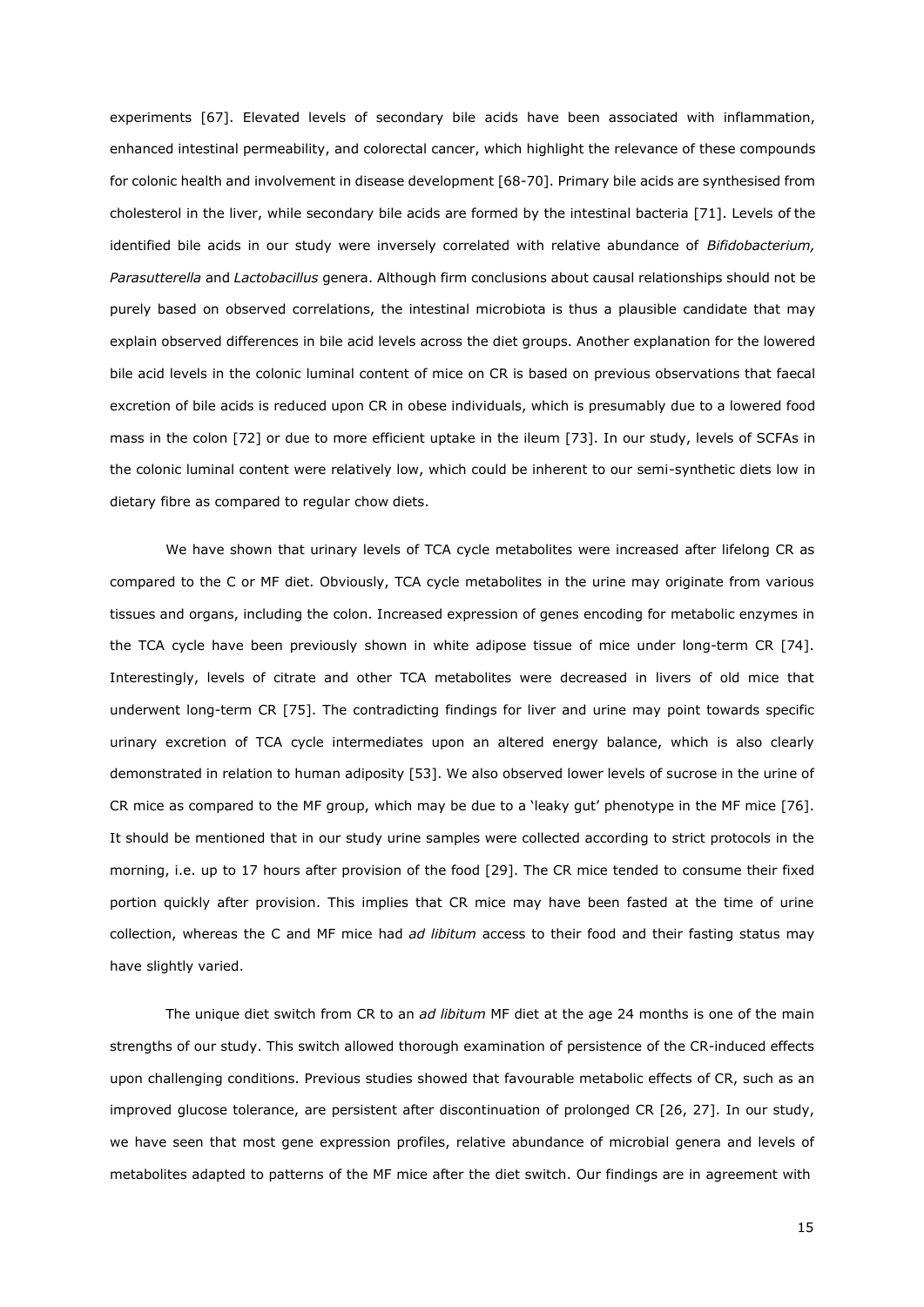experiments [67]. Elevated levels of secondary bile acids have been associated with inflammation, enhanced intestinal permeability, and colorectal cancer, which highlight the relevance of these compounds for colonic health and involvement in disease development [68-70]. Primary bile acids are synthesised from cholesterol in the liver, while secondary bile acids are formed by the intestinal bacteria [71]. Levels of the identified bile acids in our study were inversely correlated with relative abundance of *Bifidobacterium, Parasutterella* and *Lactobacillus* genera. Although firm conclusions about causal relationships should not be purely based on observed correlations, the intestinal microbiota is thus a plausible candidate that may explain observed differences in bile acid levels across the diet groups. Another explanation for the lowered bile acid levels in the colonic luminal content of mice on CR is based on previous observations that faecal excretion of bile acids is reduced upon CR in obese individuals, which is presumably due to a lowered food mass in the colon [72] or due to more efficient uptake in the ileum [73]. In our study, levels of SCFAs in the colonic luminal content were relatively low, which could be inherent to our semi-synthetic diets low in dietary fibre as compared to regular chow diets.

We have shown that urinary levels of TCA cycle metabolites were increased after lifelong CR as compared to the C or MF diet. Obviously, TCA cycle metabolites in the urine may originate from various tissues and organs, including the colon. Increased expression of genes encoding for metabolic enzymes in the TCA cycle have been previously shown in white adipose tissue of mice under long-term CR [74]. Interestingly, levels of citrate and other TCA metabolites were decreased in livers of old mice that underwent long-term CR [75]. The contradicting findings for liver and urine may point towards specific urinary excretion of TCA cycle intermediates upon an altered energy balance, which is also clearly demonstrated in relation to human adiposity [53]. We also observed lower levels of sucrose in the urine of CR mice as compared to the MF group, which may be due to a 'leaky gut' phenotype in the MF mice [76]. It should be mentioned that in our study urine samples were collected according to strict protocols in the morning, i.e. up to 17 hours after provision of the food [29]. The CR mice tended to consume their fixed portion quickly after provision. This implies that CR mice may have been fasted at the time of urine collection, whereas the C and MF mice had *ad libitum* access to their food and their fasting status may have slightly varied.

The unique diet switch from CR to an *ad libitum* MF diet at the age 24 months is one of the main strengths of our study. This switch allowed thorough examination of persistence of the CR-induced effects upon challenging conditions. Previous studies showed that favourable metabolic effects of CR, such as an improved glucose tolerance, are persistent after discontinuation of prolonged CR [26, 27]. In our study, we have seen that most gene expression profiles, relative abundance of microbial genera and levels of metabolites adapted to patterns of the MF mice after the diet switch. Our findings are in agreement with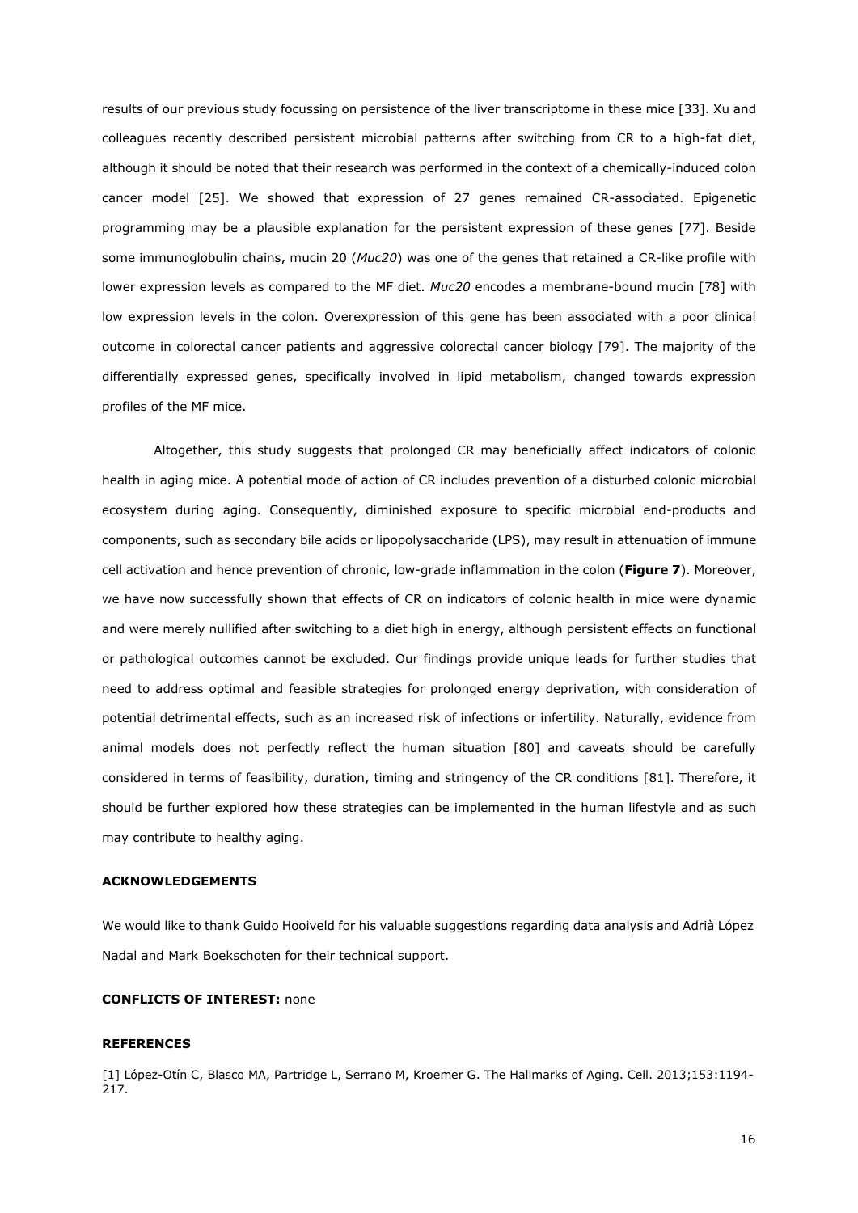results of our previous study focussing on persistence of the liver transcriptome in these mice [33]. Xu and colleagues recently described persistent microbial patterns after switching from CR to a high-fat diet, although it should be noted that their research was performed in the context of a chemically-induced colon cancer model [25]. We showed that expression of 27 genes remained CR-associated. Epigenetic programming may be a plausible explanation for the persistent expression of these genes [77]. Beside some immunoglobulin chains, mucin 20 (*Muc20*) was one of the genes that retained a CR-like profile with lower expression levels as compared to the MF diet. *Muc20* encodes a membrane-bound mucin [78] with low expression levels in the colon. Overexpression of this gene has been associated with a poor clinical outcome in colorectal cancer patients and aggressive colorectal cancer biology [79]. The majority of the differentially expressed genes, specifically involved in lipid metabolism, changed towards expression profiles of the MF mice.

Altogether, this study suggests that prolonged CR may beneficially affect indicators of colonic health in aging mice. A potential mode of action of CR includes prevention of a disturbed colonic microbial ecosystem during aging. Consequently, diminished exposure to specific microbial end-products and components, such as secondary bile acids or lipopolysaccharide (LPS), may result in attenuation of immune cell activation and hence prevention of chronic, low-grade inflammation in the colon (**Figure 7**). Moreover, we have now successfully shown that effects of CR on indicators of colonic health in mice were dynamic and were merely nullified after switching to a diet high in energy, although persistent effects on functional or pathological outcomes cannot be excluded. Our findings provide unique leads for further studies that need to address optimal and feasible strategies for prolonged energy deprivation, with consideration of potential detrimental effects, such as an increased risk of infections or infertility. Naturally, evidence from animal models does not perfectly reflect the human situation [80] and caveats should be carefully considered in terms of feasibility, duration, timing and stringency of the CR conditions [81]. Therefore, it should be further explored how these strategies can be implemented in the human lifestyle and as such may contribute to healthy aging.

## ACKNOWLEDGEMENTS

We would like to thank Guido Hooiveld for his valuable suggestions regarding data analysis and Adrià López Nadal and Mark Boekschoten for their technical support.

**CONFLICTS OF INTEREST:** none

## REFERENCES

[1] López-Otín C, Blasco MA, Partridge L, Serrano M, Kroemer G. The Hallmarks of Aging. Cell. 2013;153:1194-217.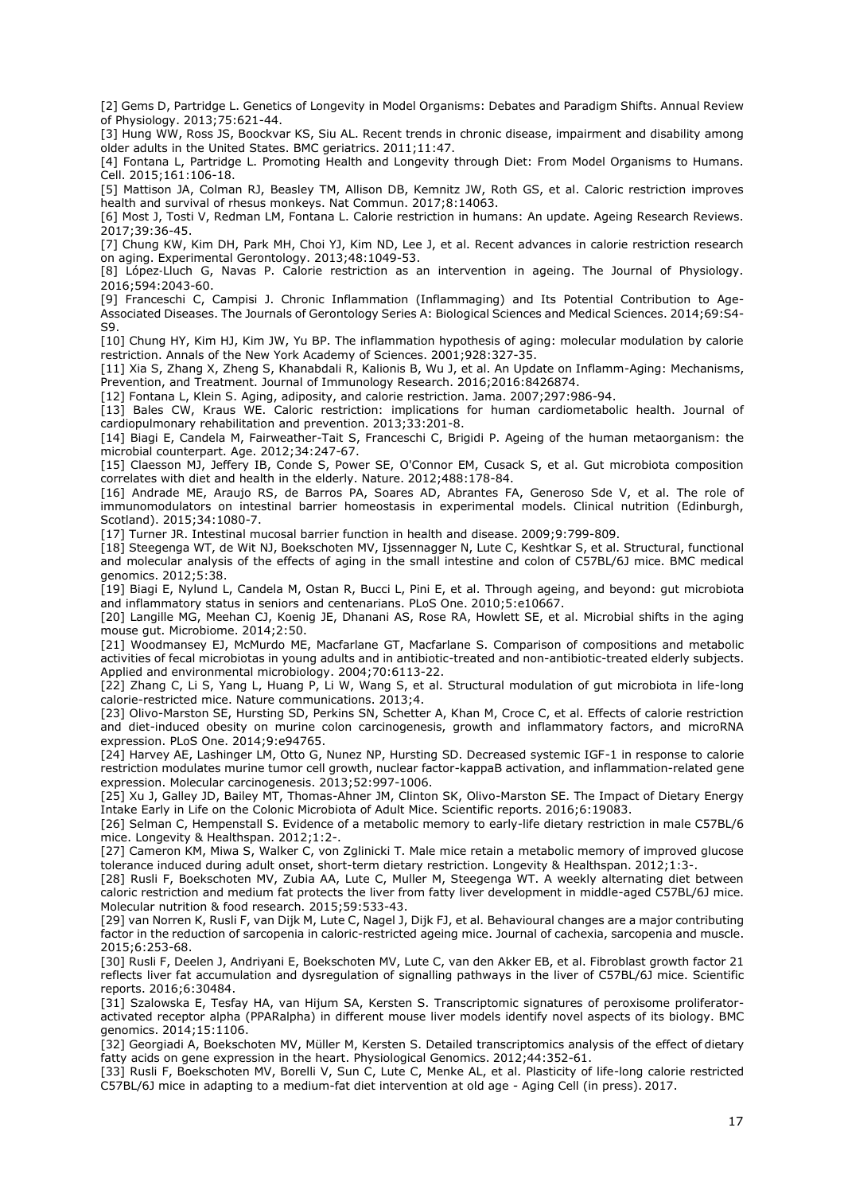[2] Gems D, Partridge L. Genetics of Longevity in Model Organisms: Debates and Paradigm Shifts. Annual Review of Physiology. 2013;75:621-44.

[3] Hung WW, Ross JS, Boockvar KS, Siu AL. Recent trends in chronic disease, impairment and disability among older adults in the United States. BMC geriatrics. 2011;11:47.

[4] Fontana L, Partridge L. Promoting Health and Longevity through Diet: From Model Organisms to Humans. Cell. 2015;161:106-18.

[5] Mattison JA, Colman RJ, Beasley TM, Allison DB, Kemnitz JW, Roth GS, et al. Caloric restriction improves health and survival of rhesus monkeys. Nat Commun. 2017;8:14063.

[6] Most J, Tosti V, Redman LM, Fontana L. Calorie restriction in humans: An update. Ageing Research Reviews. 2017;39:36-45.

[7] Chung KW, Kim DH, Park MH, Choi YJ, Kim ND, Lee J, et al. Recent advances in calorie restriction research on aging. Experimental Gerontology. 2013;48:1049-53.

[8] López-Lluch G, Navas P. Calorie restriction as an intervention in ageing. The Journal of Physiology. 2016;594:2043-60.

[9] Franceschi C, Campisi J. Chronic Inflammation (Inflammaging) and Its Potential Contribution to Age-Associated Diseases. The Journals of Gerontology Series A: Biological Sciences and Medical Sciences. 2014;69:S4-S9.

[10] Chung HY, Kim HJ, Kim JW, Yu BP. The inflammation hypothesis of aging: molecular modulation by calorie restriction. Annals of the New York Academy of Sciences. 2001;928:327-35.

[11] Xia S, Zhang X, Zheng S, Khanabdali R, Kalionis B, Wu J, et al. An Update on Inflamm-Aging: Mechanisms, Prevention, and Treatment. Journal of Immunology Research. 2016;2016:8426874.

[12] Fontana L, Klein S. Aging, adiposity, and calorie restriction. Jama. 2007;297:986-94.

[13] Bales CW, Kraus WE. Caloric restriction: implications for human cardiometabolic health. Journal of cardiopulmonary rehabilitation and prevention. 2013;33:201-8.

[14] Biagi E, Candela M, Fairweather-Tait S, Franceschi C, Brigidi P. Ageing of the human metaorganism: the microbial counterpart. Age. 2012;34:247-67.

[15] Claesson MJ, Jeffery IB, Conde S, Power SE, O'Connor EM, Cusack S, et al. Gut microbiota composition correlates with diet and health in the elderly. Nature. 2012;488:178-84.

[16] Andrade ME, Araujo RS, de Barros PA, Soares AD, Abrantes FA, Generoso Sde V, et al. The role of immunomodulators on intestinal barrier homeostasis in experimental models. Clinical nutrition (Edinburgh, Scotland). 2015;34:1080-7.

[17] Turner JR. Intestinal mucosal barrier function in health and disease. 2009;9:799-809.

[18] Steegenga WT, de Wit NJ, Boekschoten MV, Ijssennagger N, Lute C, Keshtkar S, et al. Structural, functional and molecular analysis of the effects of aging in the small intestine and colon of C57BL/6J mice. BMC medical genomics. 2012;5:38.

[19] Biagi E, Nylund L, Candela M, Ostan R, Bucci L, Pini E, et al. Through ageing, and beyond: gut microbiota and inflammatory status in seniors and centenarians. PLoS One. 2010;5:e10667.

[20] Langille MG, Meehan CJ, Koenig JE, Dhanani AS, Rose RA, Howlett SE, et al. Microbial shifts in the aging mouse gut. Microbiome. 2014;2:50.

[21] Woodmansey EJ, McMurdo ME, Macfarlane GT, Macfarlane S. Comparison of compositions and metabolic activities of fecal microbiotas in young adults and in antibiotic-treated and non-antibiotic-treated elderly subjects. Applied and environmental microbiology. 2004;70:6113-22.

[22] Zhang C, Li S, Yang L, Huang P, Li W, Wang S, et al. Structural modulation of gut microbiota in life-long calorie-restricted mice. Nature communications. 2013;4.

[23] Olivo-Marston SE, Hursting SD, Perkins SN, Schetter A, Khan M, Croce C, et al. Effects of calorie restriction and diet-induced obesity on murine colon carcinogenesis, growth and inflammatory factors, and microRNA expression. PLoS One. 2014;9:e94765.

[24] Harvey AE, Lashinger LM, Otto G, Nunez NP, Hursting SD. Decreased systemic IGF-1 in response to calorie restriction modulates murine tumor cell growth, nuclear factor-kappaB activation, and inflammation-related gene expression. Molecular carcinogenesis. 2013;52:997-1006.

[25] Xu J, Galley JD, Bailey MT, Thomas-Ahner JM, Clinton SK, Olivo-Marston SE. The Impact of Dietary Energy Intake Early in Life on the Colonic Microbiota of Adult Mice. Scientific reports. 2016;6:19083.

[26] Selman C, Hempenstall S. Evidence of a metabolic memory to early-life dietary restriction in male C57BL/6 mice. Longevity & Healthspan. 2012;1:2-.

[27] Cameron KM, Miwa S, Walker C, von Zglinicki T. Male mice retain a metabolic memory of improved glucose tolerance induced during adult onset, short-term dietary restriction. Longevity & Healthspan. 2012;1:3-.

[28] Rusli F, Boekschoten MV, Zubia AA, Lute C, Muller M, Steegenga WT. A weekly alternating diet between caloric restriction and medium fat protects the liver from fatty liver development in middle-aged C57BL/6J mice. Molecular nutrition & food research. 2015;59:533-43.

[29] van Norren K, Rusli F, van Dijk M, Lute C, Nagel J, Dijk FJ, et al. Behavioural changes are a major contributing factor in the reduction of sarcopenia in caloric-restricted ageing mice. Journal of cachexia, sarcopenia and muscle. 2015;6:253-68.

[30] Rusli F, Deelen J, Andriyani E, Boekschoten MV, Lute C, van den Akker EB, et al. Fibroblast growth factor 21 reflects liver fat accumulation and dysregulation of signalling pathways in the liver of C57BL/6J mice. Scientific reports. 2016;6:30484.

[31] Szalowska E, Tesfay HA, van Hijum SA, Kersten S. Transcriptomic signatures of peroxisome proliferator-activated receptor alpha (PPARalpha) in different mouse liver models identify novel aspects of its biology. BMC genomics. 2014;15:1106.

[32] Georgiadi A, Boekschoten MV, Müller M, Kersten S. Detailed transcriptomics analysis of the effect of dietary fatty acids on gene expression in the heart. Physiological Genomics. 2012;44:352-61.

[33] Rusli F, Boekschoten MV, Borelli V, Sun C, Lute C, Menke AL, et al. Plasticity of life-long calorie restricted C57BL/6J mice in adapting to a medium-fat diet intervention at old age - Aging Cell (in press). 2017.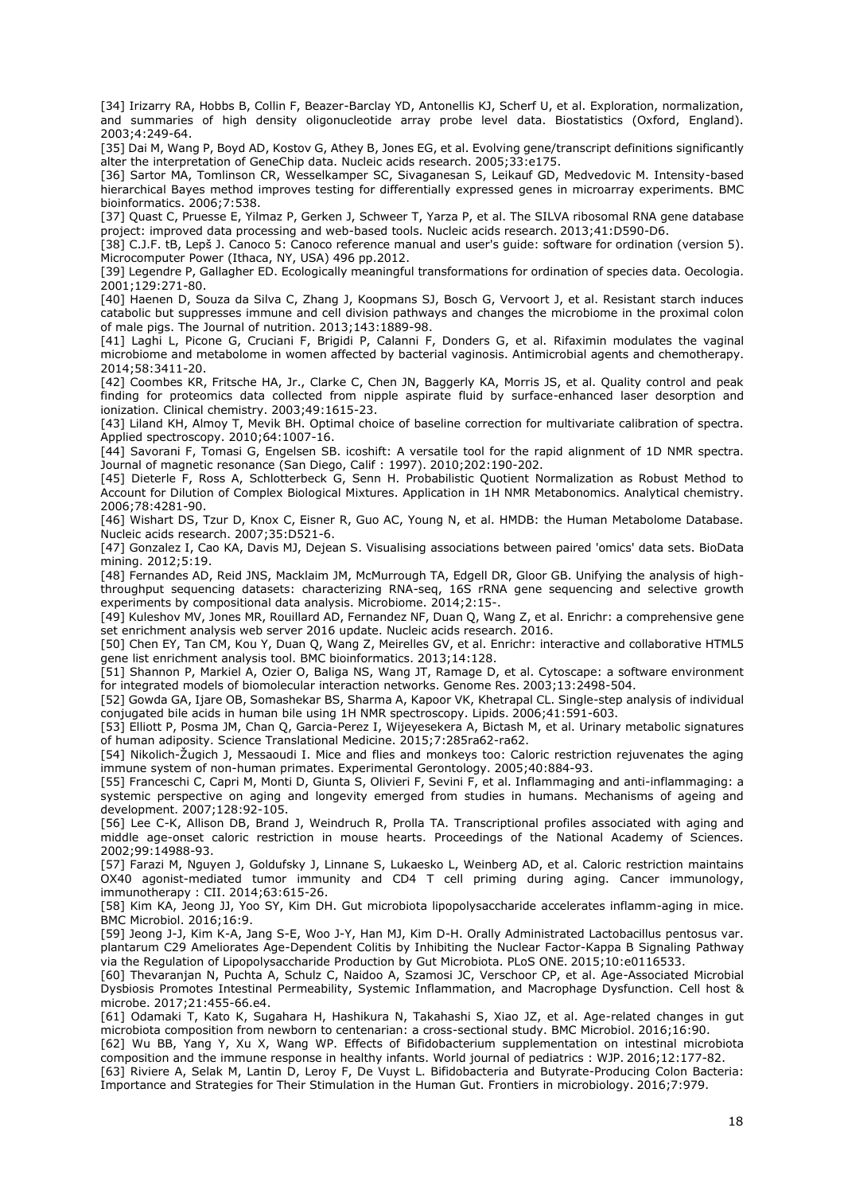[34] Irizarry RA, Hobbs B, Collin F, Beazer-Barclay YD, Antonellis KJ, Scherf U, et al. Exploration, normalization, and summaries of high density oligonucleotide array probe level data. Biostatistics (Oxford, England). 2003;4:249-64.

[35] Dai M, Wang P, Boyd AD, Kostov G, Athey B, Jones EG, et al. Evolving gene/transcript definitions significantly alter the interpretation of GeneChip data. Nucleic acids research. 2005;33:e175.

[36] Sartor MA, Tomlinson CR, Wesselkamper SC, Sivaganesan S, Leikauf GD, Medvedovic M. Intensity-based hierarchical Bayes method improves testing for differentially expressed genes in microarray experiments. BMC bioinformatics. 2006;7:538.

[37] Quast C, Pruesse E, Yilmaz P, Gerken J, Schweer T, Yarza P, et al. The SILVA ribosomal RNA gene database project: improved data processing and web-based tools. Nucleic acids research. 2013;41:D590-D6.

[38] C.J.F. tB, Lepš J. Canoco 5: Canoco reference manual and user's guide: software for ordination (version 5). Microcomputer Power (Ithaca, NY, USA) 496 pp.2012.

[39] Legendre P, Gallagher ED. Ecologically meaningful transformations for ordination of species data. Oecologia. 2001;129:271-80.

[40] Haenen D, Souza da Silva C, Zhang J, Koopmans SJ, Bosch G, Vervoort J, et al. Resistant starch induces catabolic but suppresses immune and cell division pathways and changes the microbiome in the proximal colon of male pigs. The Journal of nutrition. 2013;143:1889-98.

[41] Laghi L, Picone G, Cruciani F, Brigidi P, Calanni F, Donders G, et al. Rifaximin modulates the vaginal microbiome and metabolome in women affected by bacterial vaginosis. Antimicrobial agents and chemotherapy. 2014;58:3411-20.

[42] Coombes KR, Fritsche HA, Jr., Clarke C, Chen JN, Baggerly KA, Morris JS, et al. Quality control and peak finding for proteomics data collected from nipple aspirate fluid by surface-enhanced laser desorption and ionization. Clinical chemistry. 2003;49:1615-23.

[43] Liland KH, Almoy T, Mevik BH. Optimal choice of baseline correction for multivariate calibration of spectra. Applied spectroscopy. 2010;64:1007-16.

[44] Savorani F, Tomasi G, Engelsen SB. icoshift: A versatile tool for the rapid alignment of 1D NMR spectra. Journal of magnetic resonance (San Diego, Calif : 1997). 2010;202:190-202.

[45] Dieterle F, Ross A, Schlotterbeck G, Senn H. Probabilistic Quotient Normalization as Robust Method to Account for Dilution of Complex Biological Mixtures. Application in 1H NMR Metabonomics. Analytical chemistry. 2006;78:4281-90.

[46] Wishart DS, Tzur D, Knox C, Eisner R, Guo AC, Young N, et al. HMDB: the Human Metabolome Database. Nucleic acids research. 2007;35:D521-6.

[47] Gonzalez I, Cao KA, Davis MJ, Dejean S. Visualising associations between paired 'omics' data sets. BioData mining. 2012;5:19.

[48] Fernandes AD, Reid JNS, Macklaim JM, McMurrough TA, Edgell DR, Gloor GB. Unifying the analysis of high-throughput sequencing datasets: characterizing RNA-seq, 16S rRNA gene sequencing and selective growth experiments by compositional data analysis. Microbiome. 2014;2:15-.

[49] Kuleshov MV, Jones MR, Rouillard AD, Fernandez NF, Duan Q, Wang Z, et al. Enrichr: a comprehensive gene set enrichment analysis web server 2016 update. Nucleic acids research. 2016.

[50] Chen EY, Tan CM, Kou Y, Duan Q, Wang Z, Meirelles GV, et al. Enrichr: interactive and collaborative HTML5 gene list enrichment analysis tool. BMC bioinformatics. 2013;14:128.

[51] Shannon P, Markiel A, Ozier O, Baliga NS, Wang JT, Ramage D, et al. Cytoscape: a software environment for integrated models of biomolecular interaction networks. Genome Res. 2003;13:2498-504.

[52] Gowda GA, Ijare OB, Somashekar BS, Sharma A, Kapoor VK, Khetrapal CL. Single-step analysis of individual conjugated bile acids in human bile using 1H NMR spectroscopy. Lipids. 2006;41:591-603.

[53] Elliott P, Posma JM, Chan Q, Garcia-Perez I, Wijeyesekera A, Bictash M, et al. Urinary metabolic signatures of human adiposity. Science Translational Medicine. 2015;7:285ra62-ra62.

[54] Nikolich-Žugich J, Messaoudi I. Mice and flies and monkeys too: Caloric restriction rejuvenates the aging immune system of non-human primates. Experimental Gerontology. 2005;40:884-93.

[55] Franceschi C, Capri M, Monti D, Giunta S, Olivieri F, Sevini F, et al. Inflammaging and anti-inflammaging: a systemic perspective on aging and longevity emerged from studies in humans. Mechanisms of ageing and development. 2007;128:92-105.

[56] Lee C-K, Allison DB, Brand J, Weindruch R, Prolla TA. Transcriptional profiles associated with aging and middle age-onset caloric restriction in mouse hearts. Proceedings of the National Academy of Sciences. 2002;99:14988-93.

[57] Farazi M, Nguyen J, Goldufsky J, Linnane S, Lukaesko L, Weinberg AD, et al. Caloric restriction maintains OX40 agonist-mediated tumor immunity and CD4 T cell priming during aging. Cancer immunology, immunotherapy : CII. 2014;63:615-26.

[58] Kim KA, Jeong JJ, Yoo SY, Kim DH. Gut microbiota lipopolysaccharide accelerates inflamm-aging in mice. BMC Microbiol. 2016;16:9.

[59] Jeong J-J, Kim K-A, Jang S-E, Woo J-Y, Han MJ, Kim D-H. Orally Administrated Lactobacillus pentosus var. plantarum C29 Ameliorates Age-Dependent Colitis by Inhibiting the Nuclear Factor-Kappa B Signaling Pathway via the Regulation of Lipopolysaccharide Production by Gut Microbiota. PLoS ONE. 2015;10:e0116533.

[60] Thevaranjan N, Puchta A, Schulz C, Naidoo A, Szamosi JC, Verschoor CP, et al. Age-Associated Microbial Dysbiosis Promotes Intestinal Permeability, Systemic Inflammation, and Macrophage Dysfunction. Cell host & microbe. 2017;21:455-66.e4.

[61] Odamaki T, Kato K, Sugahara H, Hashikura N, Takahashi S, Xiao JZ, et al. Age-related changes in gut microbiota composition from newborn to centenarian: a cross-sectional study. BMC Microbiol. 2016;16:90.

[62] Wu BB, Yang Y, Xu X, Wang WP. Effects of Bifidobacterium supplementation on intestinal microbiota composition and the immune response in healthy infants. World journal of pediatrics : WJP. 2016;12:177-82.

[63] Riviere A, Selak M, Lantin D, Leroy F, De Vuyst L. Bifidobacteria and Butyrate-Producing Colon Bacteria: Importance and Strategies for Their Stimulation in the Human Gut. Frontiers in microbiology. 2016;7:979.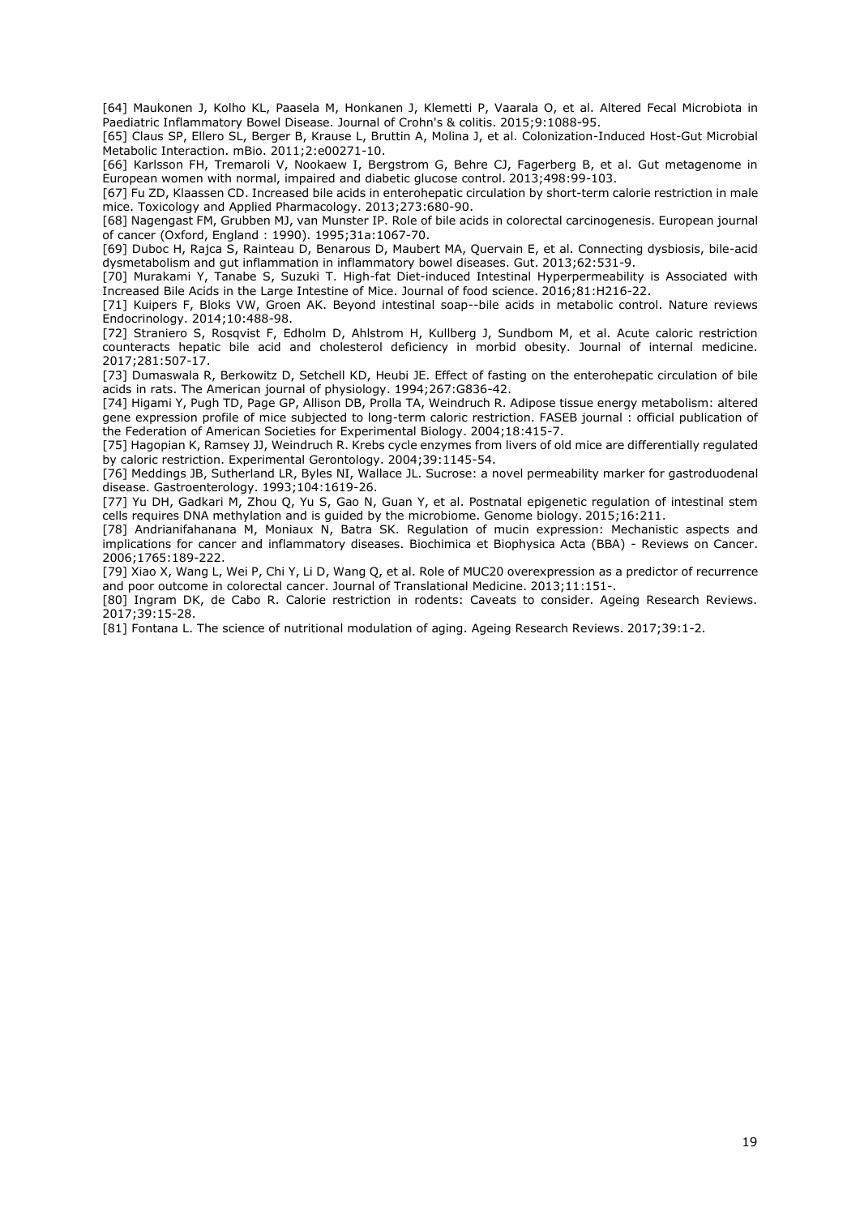[64] Maukonen J, Kolho KL, Paasela M, Honkanen J, Klemetti P, Vaarala O, et al. Altered Fecal Microbiota in Paediatric Inflammatory Bowel Disease. Journal of Crohn's & colitis. 2015;9:1088-95.

[65] Claus SP, Ellero SL, Berger B, Krause L, Bruttin A, Molina J, et al. Colonization-Induced Host-Gut Microbial Metabolic Interaction. mBio. 2011;2:e00271-10.

[66] Karlsson FH, Tremaroli V, Nookaew I, Bergstrom G, Behre CJ, Fagerberg B, et al. Gut metagenome in European women with normal, impaired and diabetic glucose control. 2013;498:99-103.

[67] Fu ZD, Klaassen CD. Increased bile acids in enterohepatic circulation by short-term calorie restriction in male mice. Toxicology and Applied Pharmacology. 2013;273:680-90.

[68] Nagengast FM, Grubben MJ, van Munster IP. Role of bile acids in colorectal carcinogenesis. European journal of cancer (Oxford, England : 1990). 1995;31a:1067-70.

[69] Duboc H, Rajca S, Rainteau D, Benarous D, Maubert MA, Quervain E, et al. Connecting dysbiosis, bile-acid dysmetabolism and gut inflammation in inflammatory bowel diseases. Gut. 2013;62:531-9.

[70] Murakami Y, Tanabe S, Suzuki T. High-fat Diet-induced Intestinal Hyperpermeability is Associated with Increased Bile Acids in the Large Intestine of Mice. Journal of food science. 2016;81:H216-22.

[71] Kuipers F, Bloks VW, Groen AK. Beyond intestinal soap--bile acids in metabolic control. Nature reviews Endocrinology. 2014;10:488-98.

[72] Straniero S, Rosqvist F, Edholm D, Ahlstrom H, Kullberg J, Sundbom M, et al. Acute caloric restriction counteracts hepatic bile acid and cholesterol deficiency in morbid obesity. Journal of internal medicine. 2017;281:507-17.

[73] Dumaswala R, Berkowitz D, Setchell KD, Heubi JE. Effect of fasting on the enterohepatic circulation of bile acids in rats. The American journal of physiology. 1994;267:G836-42.

[74] Higami Y, Pugh TD, Page GP, Allison DB, Prolla TA, Weindruch R. Adipose tissue energy metabolism: altered gene expression profile of mice subjected to long-term caloric restriction. FASEB journal : official publication of the Federation of American Societies for Experimental Biology. 2004;18:415-7.

[75] Hagopian K, Ramsey JJ, Weindruch R. Krebs cycle enzymes from livers of old mice are differentially regulated by caloric restriction. Experimental Gerontology. 2004;39:1145-54.

[76] Meddings JB, Sutherland LR, Byles NI, Wallace JL. Sucrose: a novel permeability marker for gastroduodenal disease. Gastroenterology. 1993;104:1619-26.

[77] Yu DH, Gadkari M, Zhou Q, Yu S, Gao N, Guan Y, et al. Postnatal epigenetic regulation of intestinal stem cells requires DNA methylation and is guided by the microbiome. Genome biology. 2015;16:211.

[78] Andrianifahanana M, Moniaux N, Batra SK. Regulation of mucin expression: Mechanistic aspects and implications for cancer and inflammatory diseases. Biochimica et Biophysica Acta (BBA) - Reviews on Cancer. 2006;1765:189-222.

[79] Xiao X, Wang L, Wei P, Chi Y, Li D, Wang Q, et al. Role of MUC20 overexpression as a predictor of recurrence and poor outcome in colorectal cancer. Journal of Translational Medicine. 2013;11:151-.

[80] Ingram DK, de Cabo R. Calorie restriction in rodents: Caveats to consider. Ageing Research Reviews. 2017;39:15-28.

[81] Fontana L. The science of nutritional modulation of aging. Ageing Research Reviews. 2017;39:1-2.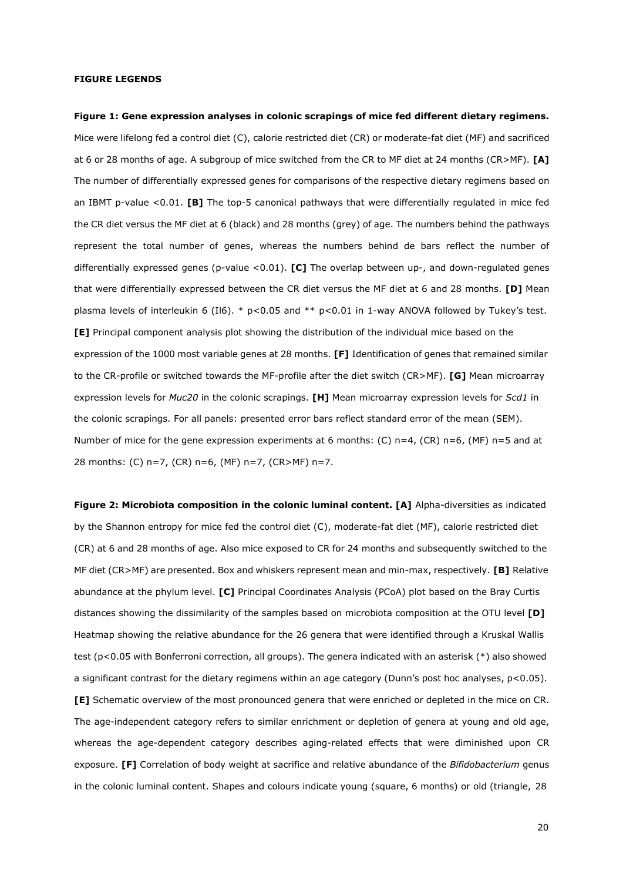**FIGURE LEGENDS**

**Figure 1: Gene expression analyses in colonic scrapings of mice fed different dietary regimens.** Mice were lifelong fed a control diet (C), calorie restricted diet (CR) or moderate-fat diet (MF) and sacrificed at 6 or 28 months of age. A subgroup of mice switched from the CR to MF diet at 24 months (CR>MF). **[A]** The number of differentially expressed genes for comparisons of the respective dietary regimens based on an IBMT p-value <0.01. **[B]** The top-5 canonical pathways that were differentially regulated in mice fed the CR diet versus the MF diet at 6 (black) and 28 months (grey) of age. The numbers behind the pathways represent the total number of genes, whereas the numbers behind de bars reflect the number of differentially expressed genes (p-value <0.01). **[C]** The overlap between up-, and down-regulated genes that were differentially expressed between the CR diet versus the MF diet at 6 and 28 months. **[D]** Mean plasma levels of interleukin 6 (Il6). * p<0.05 and ** p<0.01 in 1-way ANOVA followed by Tukey's test. **[E]** Principal component analysis plot showing the distribution of the individual mice based on the expression of the 1000 most variable genes at 28 months. **[F]** Identification of genes that remained similar to the CR-profile or switched towards the MF-profile after the diet switch (CR>MF). **[G]** Mean microarray expression levels for *Muc20* in the colonic scrapings. **[H]** Mean microarray expression levels for *Scd1* in the colonic scrapings. For all panels: presented error bars reflect standard error of the mean (SEM). Number of mice for the gene expression experiments at 6 months: (C) n=4, (CR) n=6, (MF) n=5 and at 28 months: (C) n=7, (CR) n=6, (MF) n=7, (CR>MF) n=7.

**Figure 2: Microbiota composition in the colonic luminal content. [A]** Alpha-diversities as indicated by the Shannon entropy for mice fed the control diet (C), moderate-fat diet (MF), calorie restricted diet (CR) at 6 and 28 months of age. Also mice exposed to CR for 24 months and subsequently switched to the MF diet (CR>MF) are presented. Box and whiskers represent mean and min-max, respectively. **[B]** Relative abundance at the phylum level. **[C]** Principal Coordinates Analysis (PCoA) plot based on the Bray Curtis distances showing the dissimilarity of the samples based on microbiota composition at the OTU level **[D]** Heatmap showing the relative abundance for the 26 genera that were identified through a Kruskal Wallis test (p<0.05 with Bonferroni correction, all groups). The genera indicated with an asterisk (*) also showed a significant contrast for the dietary regimens within an age category (Dunn's post hoc analyses, p<0.05). **[E]** Schematic overview of the most pronounced genera that were enriched or depleted in the mice on CR. The age-independent category refers to similar enrichment or depletion of genera at young and old age, whereas the age-dependent category describes aging-related effects that were diminished upon CR exposure. **[F]** Correlation of body weight at sacrifice and relative abundance of the *Bifidobacterium* genus in the colonic luminal content. Shapes and colours indicate young (square, 6 months) or old (triangle, 28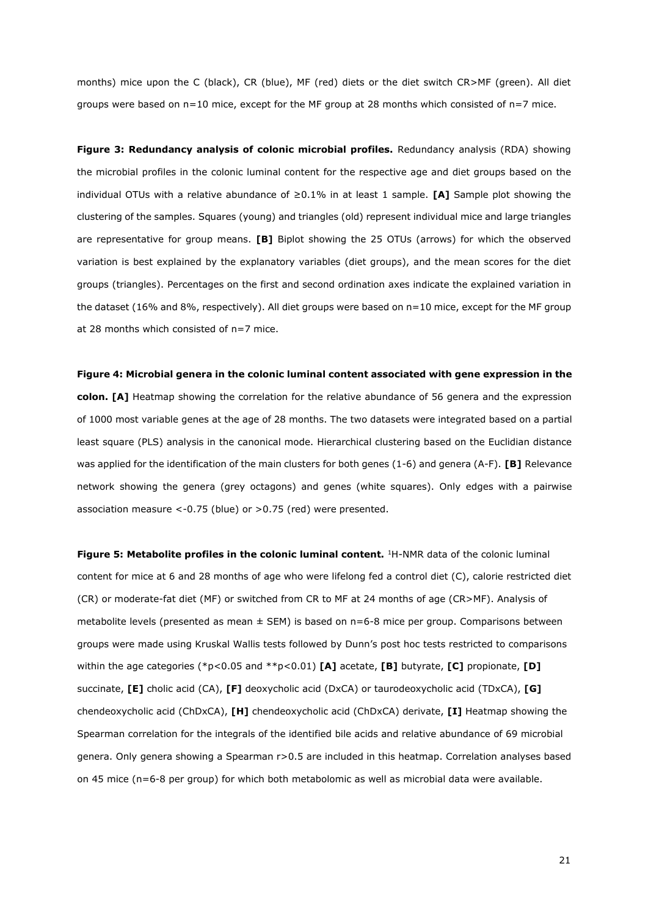months) mice upon the C (black), CR (blue), MF (red) diets or the diet switch CR>MF (green). All diet groups were based on n=10 mice, except for the MF group at 28 months which consisted of n=7 mice.

**Figure 3: Redundancy analysis of colonic microbial profiles.** Redundancy analysis (RDA) showing the microbial profiles in the colonic luminal content for the respective age and diet groups based on the individual OTUs with a relative abundance of ≥0.1% in at least 1 sample. **[A]** Sample plot showing the clustering of the samples. Squares (young) and triangles (old) represent individual mice and large triangles are representative for group means. **[B]** Biplot showing the 25 OTUs (arrows) for which the observed variation is best explained by the explanatory variables (diet groups), and the mean scores for the diet groups (triangles). Percentages on the first and second ordination axes indicate the explained variation in the dataset (16% and 8%, respectively). All diet groups were based on n=10 mice, except for the MF group at 28 months which consisted of n=7 mice.

**Figure 4: Microbial genera in the colonic luminal content associated with gene expression in the colon. [A]** Heatmap showing the correlation for the relative abundance of 56 genera and the expression of 1000 most variable genes at the age of 28 months. The two datasets were integrated based on a partial least square (PLS) analysis in the canonical mode. Hierarchical clustering based on the Euclidian distance was applied for the identification of the main clusters for both genes (1-6) and genera (A-F). **[B]** Relevance network showing the genera (grey octagons) and genes (white squares). Only edges with a pairwise association measure <-0.75 (blue) or >0.75 (red) were presented.

**Figure 5: Metabolite profiles in the colonic luminal content.** $^{1}$H-NMR data of the colonic luminal content for mice at 6 and 28 months of age who were lifelong fed a control diet (C), calorie restricted diet (CR) or moderate-fat diet (MF) or switched from CR to MF at 24 months of age (CR>MF). Analysis of metabolite levels (presented as mean ± SEM) is based on n=6-8 mice per group. Comparisons between groups were made using Kruskal Wallis tests followed by Dunn's post hoc tests restricted to comparisons within the age categories (*p<0.05 and **p<0.01) **[A]** acetate, **[B]** butyrate, **[C]** propionate, **[D]** succinate, **[E]** cholic acid (CA), **[F]** deoxycholic acid (DxCA) or taurodeoxycholic acid (TDxCA), **[G]** chendeoxycholic acid (ChDxCA), **[H]** chendeoxycholic acid (ChDxCA) derivate, **[I]** Heatmap showing the Spearman correlation for the integrals of the identified bile acids and relative abundance of 69 microbial genera. Only genera showing a Spearman r>0.5 are included in this heatmap. Correlation analyses based on 45 mice (n=6-8 per group) for which both metabolomic as well as microbial data were available.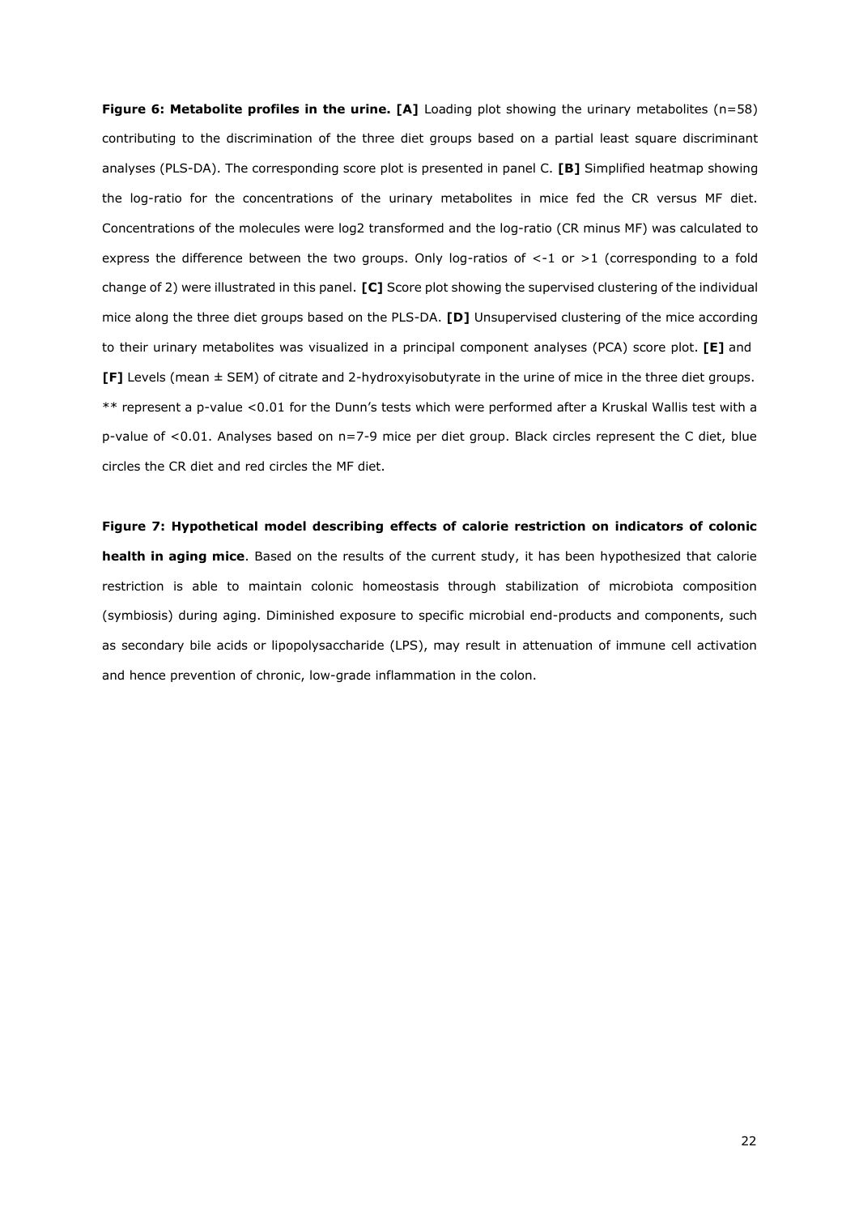**Figure 6: Metabolite profiles in the urine. [A]** Loading plot showing the urinary metabolites (n=58) contributing to the discrimination of the three diet groups based on a partial least square discriminant analyses (PLS-DA). The corresponding score plot is presented in panel C. **[B]** Simplified heatmap showing the log-ratio for the concentrations of the urinary metabolites in mice fed the CR versus MF diet. Concentrations of the molecules were log2 transformed and the log-ratio (CR minus MF) was calculated to express the difference between the two groups. Only log-ratios of <-1 or >1 (corresponding to a fold change of 2) were illustrated in this panel. **[C]** Score plot showing the supervised clustering of the individual mice along the three diet groups based on the PLS-DA. **[D]** Unsupervised clustering of the mice according to their urinary metabolites was visualized in a principal component analyses (PCA) score plot. **[E]** and **[F]** Levels (mean ± SEM) of citrate and 2-hydroxyisobutyrate in the urine of mice in the three diet groups. ** represent a p-value <0.01 for the Dunn's tests which were performed after a Kruskal Wallis test with a p-value of <0.01. Analyses based on n=7-9 mice per diet group. Black circles represent the C diet, blue circles the CR diet and red circles the MF diet.

**Figure 7: Hypothetical model describing effects of calorie restriction on indicators of colonic health in aging mice**. Based on the results of the current study, it has been hypothesized that calorie restriction is able to maintain colonic homeostasis through stabilization of microbiota composition (symbiosis) during aging. Diminished exposure to specific microbial end-products and components, such as secondary bile acids or lipopolysaccharide (LPS), may result in attenuation of immune cell activation and hence prevention of chronic, low-grade inflammation in the colon.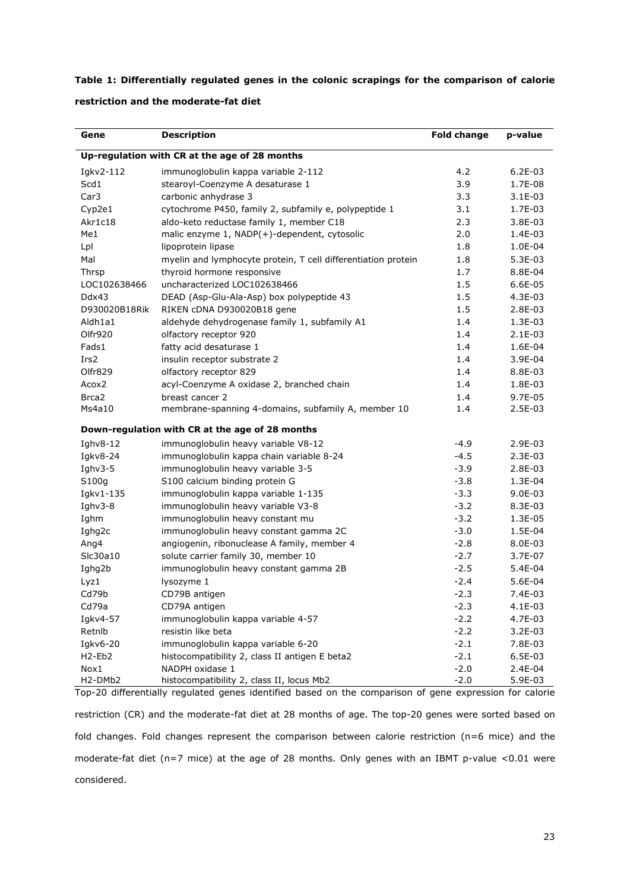**Table 1: Differentially regulated genes in the colonic scrapings for the comparison of calorie restriction and the moderate-fat diet**

| Gene | Description | Fold change | p-value |
|---|---|---|---|
| **Up-regulation with CR at the age of 28 months** | | | |
| Igkv2-112 | immunoglobulin kappa variable 2-112 | 4.2 | 6.2E-03 |
| Scd1 | stearoyl-Coenzyme A desaturase 1 | 3.9 | 1.7E-08 |
| Car3 | carbonic anhydrase 3 | 3.3 | 3.1E-03 |
| Cyp2e1 | cytochrome P450, family 2, subfamily e, polypeptide 1 | 3.1 | 1.7E-03 |
| Akr1c18 | aldo-keto reductase family 1, member C18 | 2.3 | 3.8E-03 |
| Me1 | malic enzyme 1, NADP(+)-dependent, cytosolic | 2.0 | 1.4E-03 |
| Lpl | lipoprotein lipase | 1.8 | 1.0E-04 |
| Mal | myelin and lymphocyte protein, T cell differentiation protein | 1.8 | 5.3E-03 |
| Thrsp | thyroid hormone responsive | 1.7 | 8.8E-04 |
| LOC102638466 | uncharacterized LOC102638466 | 1.5 | 6.6E-05 |
| Ddx43 | DEAD (Asp-Glu-Ala-Asp) box polypeptide 43 | 1.5 | 4.3E-03 |
| D930020B18Rik | RIKEN cDNA D930020B18 gene | 1.5 | 2.8E-03 |
| Aldh1a1 | aldehyde dehydrogenase family 1, subfamily A1 | 1.4 | 1.3E-03 |
| Olfr920 | olfactory receptor 920 | 1.4 | 2.1E-03 |
| Fads1 | fatty acid desaturase 1 | 1.4 | 1.6E-04 |
| Irs2 | insulin receptor substrate 2 | 1.4 | 3.9E-04 |
| Olfr829 | olfactory receptor 829 | 1.4 | 8.8E-03 |
| Acox2 | acyl-Coenzyme A oxidase 2, branched chain | 1.4 | 1.8E-03 |
| Brca2 | breast cancer 2 | 1.4 | 9.7E-05 |
| Ms4a10 | membrane-spanning 4-domains, subfamily A, member 10 | 1.4 | 2.5E-03 |
| **Down-regulation with CR at the age of 28 months** | | | |
| Ighv8-12 | immunoglobulin heavy variable V8-12 | -4.9 | 2.9E-03 |
| Igkv8-24 | immunoglobulin kappa chain variable 8-24 | -4.5 | 2.3E-03 |
| Ighv3-5 | immunoglobulin heavy variable 3-5 | -3.9 | 2.8E-03 |
| S100g | S100 calcium binding protein G | -3.8 | 1.3E-04 |
| Igkv1-135 | immunoglobulin kappa variable 1-135 | -3.3 | 9.0E-03 |
| Ighv3-8 | immunoglobulin heavy variable V3-8 | -3.2 | 8.3E-03 |
| Ighm | immunoglobulin heavy constant mu | -3.2 | 1.3E-05 |
| Ighg2c | immunoglobulin heavy constant gamma 2C | -3.0 | 1.5E-04 |
| Ang4 | angiogenin, ribonuclease A family, member 4 | -2.8 | 8.0E-03 |
| Slc30a10 | solute carrier family 30, member 10 | -2.7 | 3.7E-07 |
| Ighg2b | immunoglobulin heavy constant gamma 2B | -2.5 | 5.4E-04 |
| Lyz1 | lysozyme 1 | -2.4 | 5.6E-04 |
| Cd79b | CD79B antigen | -2.3 | 7.4E-03 |
| Cd79a | CD79A antigen | -2.3 | 4.1E-03 |
| Igkv4-57 | immunoglobulin kappa variable 4-57 | -2.2 | 4.7E-03 |
| Retnlb | resistin like beta | -2.2 | 3.2E-03 |
| Igkv6-20 | immunoglobulin kappa variable 6-20 | -2.1 | 7.8E-03 |
| H2-Eb2 | histocompatibility 2, class II antigen E beta2 | -2.1 | 6.5E-03 |
| Nox1 | NADPH oxidase 1 | -2.0 | 2.4E-04 |
| H2-DMb2 | histocompatibility 2, class II, locus Mb2 | -2.0 | 5.9E-03 |

Top-20 differentially regulated genes identified based on the comparison of gene expression for calorie restriction (CR) and the moderate-fat diet at 28 months of age. The top-20 genes were sorted based on fold changes. Fold changes represent the comparison between calorie restriction (n=6 mice) and the moderate-fat diet (n=7 mice) at the age of 28 months. Only genes with an IBMT p-value <0.01 were considered.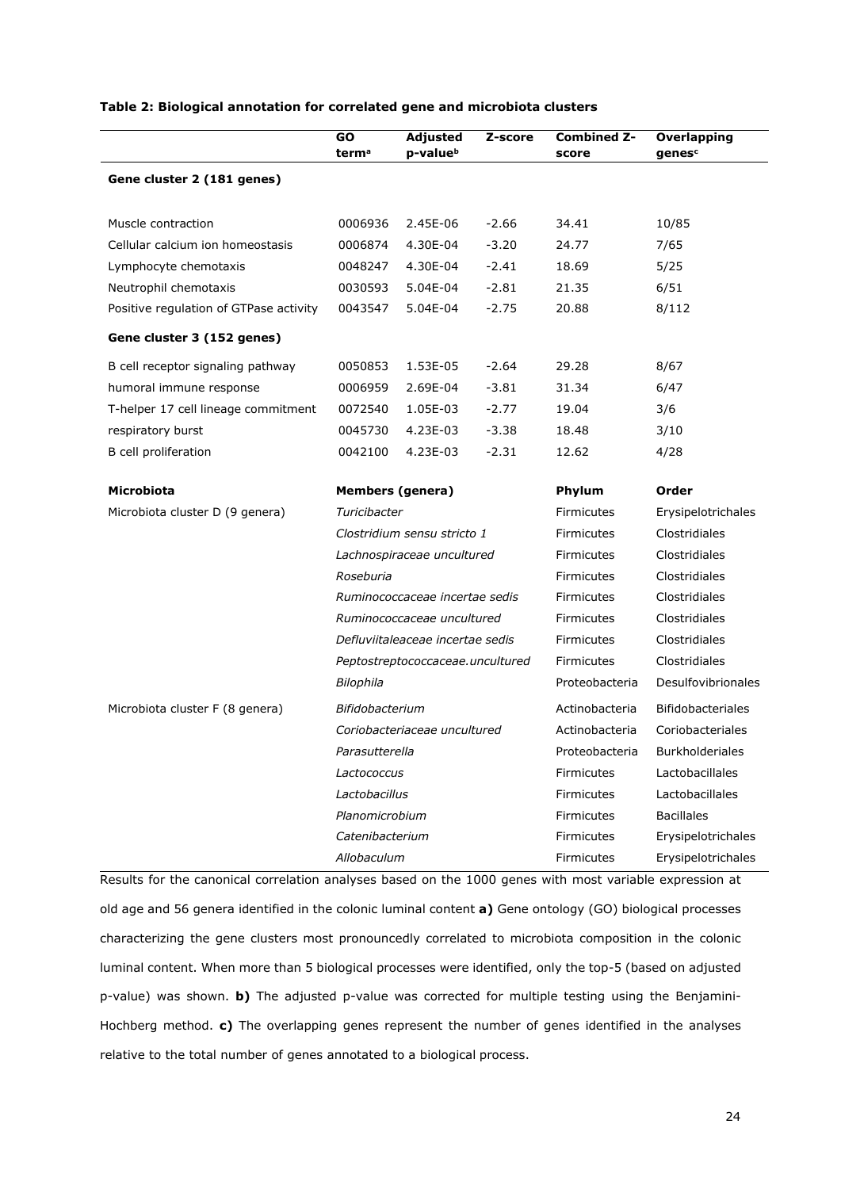**Table 2: Biological annotation for correlated gene and microbiota clusters**

| | GO term[a] | Adjusted p-value[b] | Z-score | Combined Z-score | Overlapping genes[c] |
|---|---|---|---|---|---|
| **Gene cluster 2 (181 genes)** | | | | | |
| Muscle contraction | 0006936 | 2.45E-06 | -2.66 | 34.41 | 10/85 |
| Cellular calcium ion homeostasis | 0006874 | 4.30E-04 | -3.20 | 24.77 | 7/65 |
| Lymphocyte chemotaxis | 0048247 | 4.30E-04 | -2.41 | 18.69 | 5/25 |
| Neutrophil chemotaxis | 0030593 | 5.04E-04 | -2.81 | 21.35 | 6/51 |
| Positive regulation of GTPase activity | 0043547 | 5.04E-04 | -2.75 | 20.88 | 8/112 |
| **Gene cluster 3 (152 genes)** | | | | | |
| B cell receptor signaling pathway | 0050853 | 1.53E-05 | -2.64 | 29.28 | 8/67 |
| humoral immune response | 0006959 | 2.69E-04 | -3.81 | 31.34 | 6/47 |
| T-helper 17 cell lineage commitment | 0072540 | 1.05E-03 | -2.77 | 19.04 | 3/6 |
| respiratory burst | 0045730 | 4.23E-03 | -3.38 | 18.48 | 3/10 |
| B cell proliferation | 0042100 | 4.23E-03 | -2.31 | 12.62 | 4/28 |
| **Microbiota** | **Members (genera)** | | | **Phylum** | **Order** |
| Microbiota cluster D (9 genera) | *Turicibacter* | | | Firmicutes | Erysipelotrichales |
| | *Clostridium sensu stricto 1* | | | Firmicutes | Clostridiales |
| | *Lachnospiraceae uncultured* | | | Firmicutes | Clostridiales |
| | *Roseburia* | | | Firmicutes | Clostridiales |
| | *Ruminococcaceae incertae sedis* | | | Firmicutes | Clostridiales |
| | *Ruminococcaceae uncultured* | | | Firmicutes | Clostridiales |
| | *Defluviitaleaceae incertae sedis* | | | Firmicutes | Clostridiales |
| | *Peptostreptococcaceae.uncultured* | | | Firmicutes | Clostridiales |
| | *Bilophila* | | | Proteobacteria | Desulfovibrionales |
| Microbiota cluster F (8 genera) | *Bifidobacterium* | | | Actinobacteria | Bifidobacteriales |
| | *Coriobacteriaceae uncultured* | | | Actinobacteria | Coriobacteriales |
| | *Parasutterella* | | | Proteobacteria | Burkholderiales |
| | *Lactococcus* | | | Firmicutes | Lactobacillales |
| | *Lactobacillus* | | | Firmicutes | Lactobacillales |
| | *Planomicrobium* | | | Firmicutes | Bacillales |
| | *Catenibacterium* | | | Firmicutes | Erysipelotrichales |
| | *Allobaculum* | | | Firmicutes | Erysipelotrichales |

Results for the canonical correlation analyses based on the 1000 genes with most variable expression at old age and 56 genera identified in the colonic luminal content **a)** Gene ontology (GO) biological processes characterizing the gene clusters most pronouncedly correlated to microbiota composition in the colonic luminal content. When more than 5 biological processes were identified, only the top-5 (based on adjusted p-value) was shown. **b)** The adjusted p-value was corrected for multiple testing using the Benjamini-Hochberg method. **c)** The overlapping genes represent the number of genes identified in the analyses relative to the total number of genes annotated to a biological process.